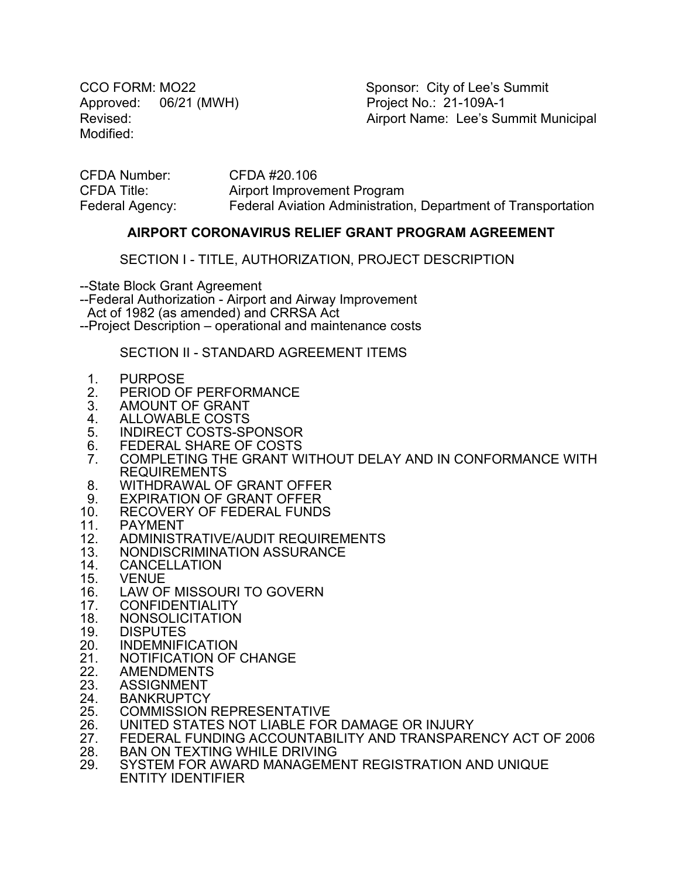CCO FORM: MO22
Approved: 06/21 (MWH)
Revised:
Modified:

Sponsor: City of Lee's Summit
Project No.: 21-109A-1
Airport Name: Lee's Summit Municipal

CFDA Number: CFDA #20.106
CFDA Title: Airport Improvement Program
Federal Agency: Federal Aviation Administration, Department of Transportation

## AIRPORT CORONAVIRUS RELIEF GRANT PROGRAM AGREEMENT

### SECTION I - TITLE, AUTHORIZATION, PROJECT DESCRIPTION

--State Block Grant Agreement
--Federal Authorization - Airport and Airway Improvement Act of 1982 (as amended) and CRRSA Act
--Project Description – operational and maintenance costs

### SECTION II - STANDARD AGREEMENT ITEMS

1. PURPOSE
2. PERIOD OF PERFORMANCE
3. AMOUNT OF GRANT
4. ALLOWABLE COSTS
5. INDIRECT COSTS-SPONSOR
6. FEDERAL SHARE OF COSTS
7. COMPLETING THE GRANT WITHOUT DELAY AND IN CONFORMANCE WITH REQUIREMENTS
8. WITHDRAWAL OF GRANT OFFER
9. EXPIRATION OF GRANT OFFER
10. RECOVERY OF FEDERAL FUNDS
11. PAYMENT
12. ADMINISTRATIVE/AUDIT REQUIREMENTS
13. NONDISCRIMINATION ASSURANCE
14. CANCELLATION
15. VENUE
16. LAW OF MISSOURI TO GOVERN
17. CONFIDENTIALITY
18. NONSOLICITATION
19. DISPUTES
20. INDEMNIFICATION
21. NOTIFICATION OF CHANGE
22. AMENDMENTS
23. ASSIGNMENT
24. BANKRUPTCY
25. COMMISSION REPRESENTATIVE
26. UNITED STATES NOT LIABLE FOR DAMAGE OR INJURY
27. FEDERAL FUNDING ACCOUNTABILITY AND TRANSPARENCY ACT OF 2006
28. BAN ON TEXTING WHILE DRIVING
29. SYSTEM FOR AWARD MANAGEMENT REGISTRATION AND UNIQUE ENTITY IDENTIFIER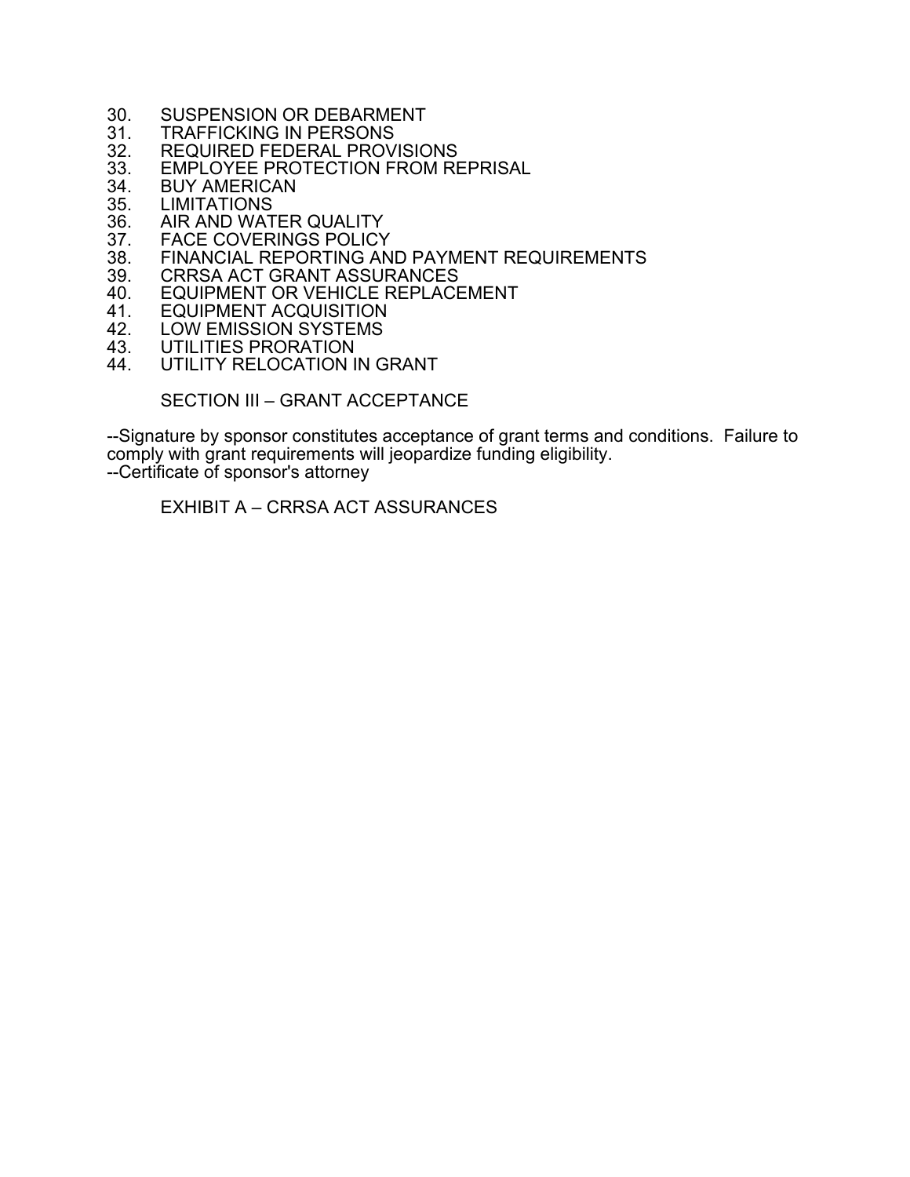30. SUSPENSION OR DEBARMENT
31. TRAFFICKING IN PERSONS
32. REQUIRED FEDERAL PROVISIONS
33. EMPLOYEE PROTECTION FROM REPRISAL
34. BUY AMERICAN
35. LIMITATIONS
36. AIR AND WATER QUALITY
37. FACE COVERINGS POLICY
38. FINANCIAL REPORTING AND PAYMENT REQUIREMENTS
39. CRRSA ACT GRANT ASSURANCES
40. EQUIPMENT OR VEHICLE REPLACEMENT
41. EQUIPMENT ACQUISITION
42. LOW EMISSION SYSTEMS
43. UTILITIES PRORATION
44. UTILITY RELOCATION IN GRANT

SECTION III – GRANT ACCEPTANCE

--Signature by sponsor constitutes acceptance of grant terms and conditions. Failure to comply with grant requirements will jeopardize funding eligibility.
--Certificate of sponsor's attorney

EXHIBIT A – CRRSA ACT ASSURANCES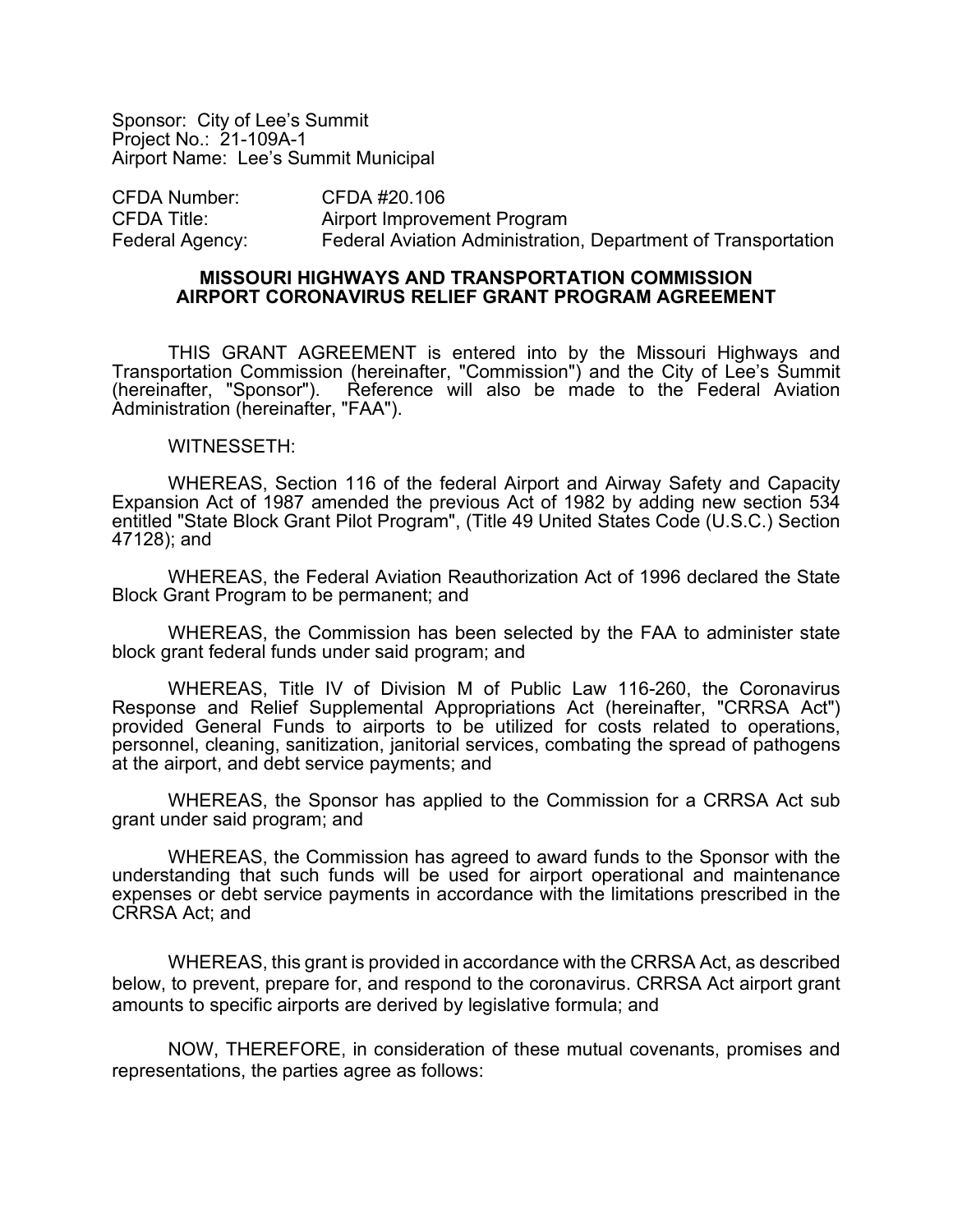Sponsor: City of Lee's Summit
Project No.: 21-109A-1
Airport Name: Lee's Summit Municipal

| | |
|---|---|
| CFDA Number: | CFDA #20.106 |
| CFDA Title: | Airport Improvement Program |
| Federal Agency: | Federal Aviation Administration, Department of Transportation |

## MISSOURI HIGHWAYS AND TRANSPORTATION COMMISSION AIRPORT CORONAVIRUS RELIEF GRANT PROGRAM AGREEMENT

THIS GRANT AGREEMENT is entered into by the Missouri Highways and Transportation Commission (hereinafter, "Commission") and the City of Lee's Summit (hereinafter, "Sponsor"). Reference will also be made to the Federal Aviation Administration (hereinafter, "FAA").

WITNESSETH:

WHEREAS, Section 116 of the federal Airport and Airway Safety and Capacity Expansion Act of 1987 amended the previous Act of 1982 by adding new section 534 entitled "State Block Grant Pilot Program", (Title 49 United States Code (U.S.C.) Section 47128); and

WHEREAS, the Federal Aviation Reauthorization Act of 1996 declared the State Block Grant Program to be permanent; and

WHEREAS, the Commission has been selected by the FAA to administer state block grant federal funds under said program; and

WHEREAS, Title IV of Division M of Public Law 116-260, the Coronavirus Response and Relief Supplemental Appropriations Act (hereinafter, "CRRSA Act") provided General Funds to airports to be utilized for costs related to operations, personnel, cleaning, sanitization, janitorial services, combating the spread of pathogens at the airport, and debt service payments; and

WHEREAS, the Sponsor has applied to the Commission for a CRRSA Act sub grant under said program; and

WHEREAS, the Commission has agreed to award funds to the Sponsor with the understanding that such funds will be used for airport operational and maintenance expenses or debt service payments in accordance with the limitations prescribed in the CRRSA Act; and

WHEREAS, this grant is provided in accordance with the CRRSA Act, as described below, to prevent, prepare for, and respond to the coronavirus. CRRSA Act airport grant amounts to specific airports are derived by legislative formula; and

NOW, THEREFORE, in consideration of these mutual covenants, promises and representations, the parties agree as follows: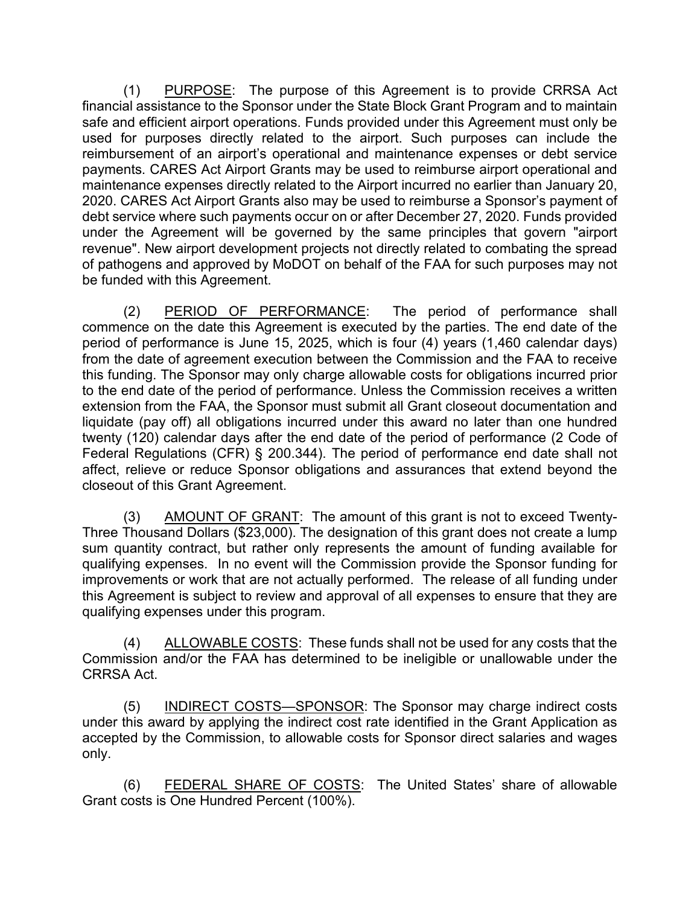(1) <u>PURPOSE</u>: The purpose of this Agreement is to provide CRRSA Act financial assistance to the Sponsor under the State Block Grant Program and to maintain safe and efficient airport operations. Funds provided under this Agreement must only be used for purposes directly related to the airport. Such purposes can include the reimbursement of an airport's operational and maintenance expenses or debt service payments. CARES Act Airport Grants may be used to reimburse airport operational and maintenance expenses directly related to the Airport incurred no earlier than January 20, 2020. CARES Act Airport Grants also may be used to reimburse a Sponsor's payment of debt service where such payments occur on or after December 27, 2020. Funds provided under the Agreement will be governed by the same principles that govern "airport revenue". New airport development projects not directly related to combating the spread of pathogens and approved by MoDOT on behalf of the FAA for such purposes may not be funded with this Agreement.

(2) <u>PERIOD OF PERFORMANCE</u>: The period of performance shall commence on the date this Agreement is executed by the parties. The end date of the period of performance is June 15, 2025, which is four (4) years (1,460 calendar days) from the date of agreement execution between the Commission and the FAA to receive this funding. The Sponsor may only charge allowable costs for obligations incurred prior to the end date of the period of performance. Unless the Commission receives a written extension from the FAA, the Sponsor must submit all Grant closeout documentation and liquidate (pay off) all obligations incurred under this award no later than one hundred twenty (120) calendar days after the end date of the period of performance (2 Code of Federal Regulations (CFR) § 200.344). The period of performance end date shall not affect, relieve or reduce Sponsor obligations and assurances that extend beyond the closeout of this Grant Agreement.

(3) <u>AMOUNT OF GRANT</u>: The amount of this grant is not to exceed Twenty-Three Thousand Dollars ($23,000). The designation of this grant does not create a lump sum quantity contract, but rather only represents the amount of funding available for qualifying expenses. In no event will the Commission provide the Sponsor funding for improvements or work that are not actually performed. The release of all funding under this Agreement is subject to review and approval of all expenses to ensure that they are qualifying expenses under this program.

(4) <u>ALLOWABLE COSTS</u>: These funds shall not be used for any costs that the Commission and/or the FAA has determined to be ineligible or unallowable under the CRRSA Act.

(5) <u>INDIRECT COSTS—SPONSOR</u>: The Sponsor may charge indirect costs under this award by applying the indirect cost rate identified in the Grant Application as accepted by the Commission, to allowable costs for Sponsor direct salaries and wages only.

(6) <u>FEDERAL SHARE OF COSTS</u>: The United States' share of allowable Grant costs is One Hundred Percent (100%).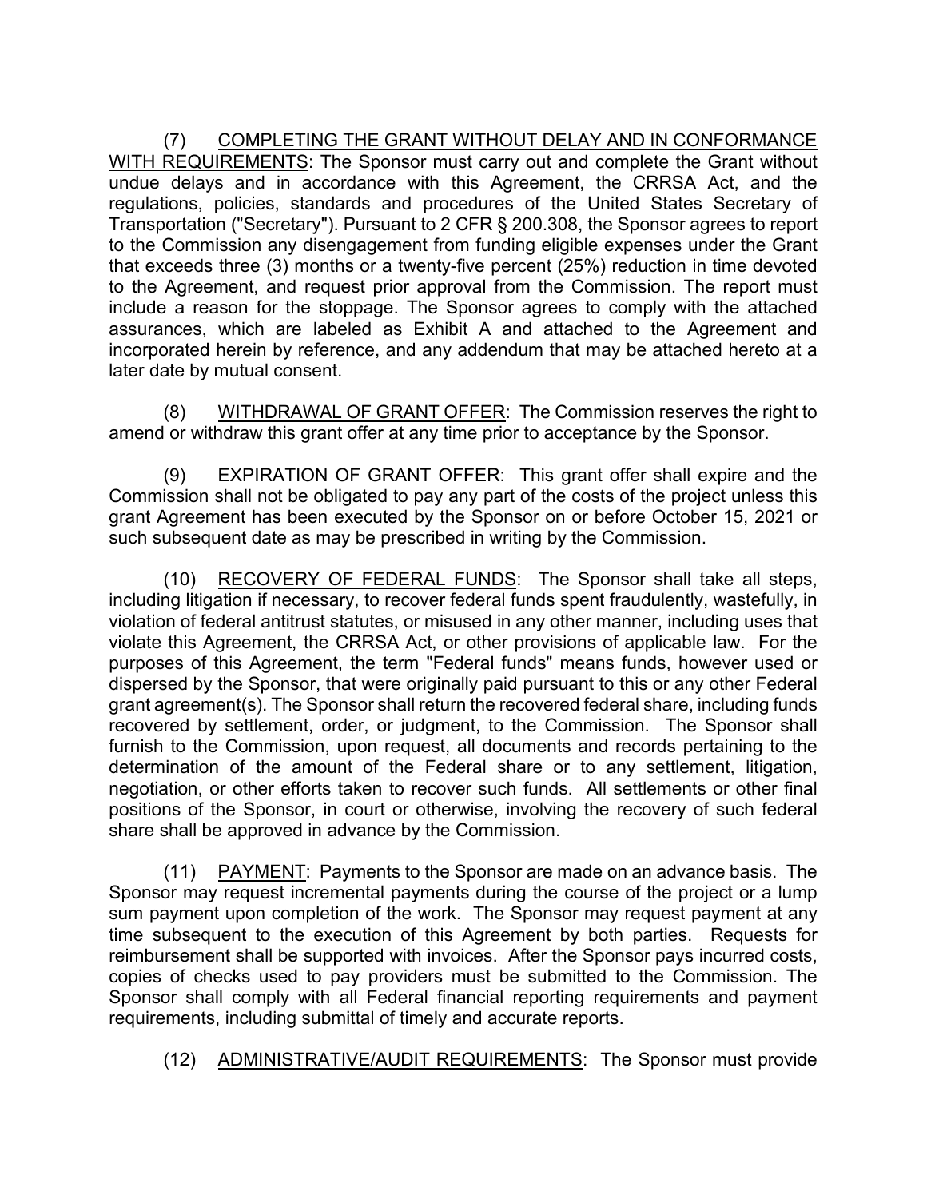(7) COMPLETING THE GRANT WITHOUT DELAY AND IN CONFORMANCE WITH REQUIREMENTS: The Sponsor must carry out and complete the Grant without undue delays and in accordance with this Agreement, the CRRSA Act, and the regulations, policies, standards and procedures of the United States Secretary of Transportation ("Secretary"). Pursuant to 2 CFR § 200.308, the Sponsor agrees to report to the Commission any disengagement from funding eligible expenses under the Grant that exceeds three (3) months or a twenty-five percent (25%) reduction in time devoted to the Agreement, and request prior approval from the Commission. The report must include a reason for the stoppage. The Sponsor agrees to comply with the attached assurances, which are labeled as Exhibit A and attached to the Agreement and incorporated herein by reference, and any addendum that may be attached hereto at a later date by mutual consent.

(8) WITHDRAWAL OF GRANT OFFER: The Commission reserves the right to amend or withdraw this grant offer at any time prior to acceptance by the Sponsor.

(9) EXPIRATION OF GRANT OFFER: This grant offer shall expire and the Commission shall not be obligated to pay any part of the costs of the project unless this grant Agreement has been executed by the Sponsor on or before October 15, 2021 or such subsequent date as may be prescribed in writing by the Commission.

(10) RECOVERY OF FEDERAL FUNDS: The Sponsor shall take all steps, including litigation if necessary, to recover federal funds spent fraudulently, wastefully, in violation of federal antitrust statutes, or misused in any other manner, including uses that violate this Agreement, the CRRSA Act, or other provisions of applicable law. For the purposes of this Agreement, the term "Federal funds" means funds, however used or dispersed by the Sponsor, that were originally paid pursuant to this or any other Federal grant agreement(s). The Sponsor shall return the recovered federal share, including funds recovered by settlement, order, or judgment, to the Commission. The Sponsor shall furnish to the Commission, upon request, all documents and records pertaining to the determination of the amount of the Federal share or to any settlement, litigation, negotiation, or other efforts taken to recover such funds. All settlements or other final positions of the Sponsor, in court or otherwise, involving the recovery of such federal share shall be approved in advance by the Commission.

(11) PAYMENT: Payments to the Sponsor are made on an advance basis. The Sponsor may request incremental payments during the course of the project or a lump sum payment upon completion of the work. The Sponsor may request payment at any time subsequent to the execution of this Agreement by both parties. Requests for reimbursement shall be supported with invoices. After the Sponsor pays incurred costs, copies of checks used to pay providers must be submitted to the Commission. The Sponsor shall comply with all Federal financial reporting requirements and payment requirements, including submittal of timely and accurate reports.

(12) ADMINISTRATIVE/AUDIT REQUIREMENTS: The Sponsor must provide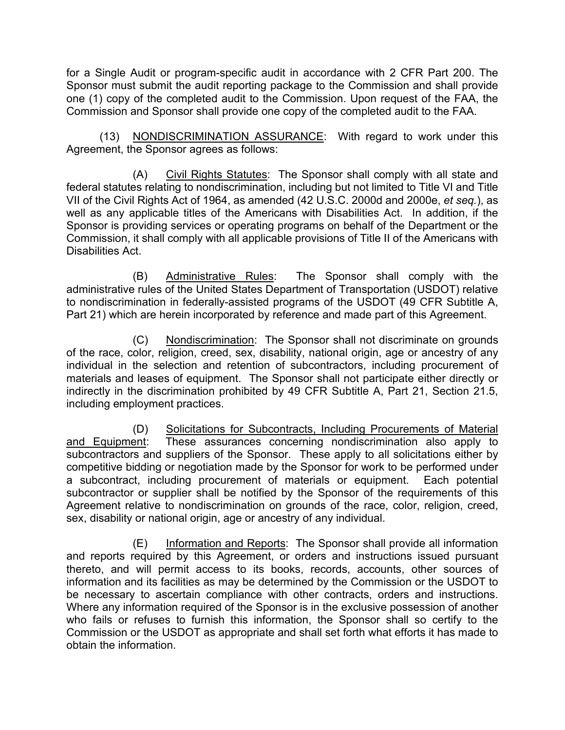for a Single Audit or program-specific audit in accordance with 2 CFR Part 200. The Sponsor must submit the audit reporting package to the Commission and shall provide one (1) copy of the completed audit to the Commission. Upon request of the FAA, the Commission and Sponsor shall provide one copy of the completed audit to the FAA.

(13) NONDISCRIMINATION ASSURANCE: With regard to work under this Agreement, the Sponsor agrees as follows:

(A) Civil Rights Statutes: The Sponsor shall comply with all state and federal statutes relating to nondiscrimination, including but not limited to Title VI and Title VII of the Civil Rights Act of 1964, as amended (42 U.S.C. 2000d and 2000e, *et seq.*), as well as any applicable titles of the Americans with Disabilities Act. In addition, if the Sponsor is providing services or operating programs on behalf of the Department or the Commission, it shall comply with all applicable provisions of Title II of the Americans with Disabilities Act.

(B) Administrative Rules: The Sponsor shall comply with the administrative rules of the United States Department of Transportation (USDOT) relative to nondiscrimination in federally-assisted programs of the USDOT (49 CFR Subtitle A, Part 21) which are herein incorporated by reference and made part of this Agreement.

(C) Nondiscrimination: The Sponsor shall not discriminate on grounds of the race, color, religion, creed, sex, disability, national origin, age or ancestry of any individual in the selection and retention of subcontractors, including procurement of materials and leases of equipment. The Sponsor shall not participate either directly or indirectly in the discrimination prohibited by 49 CFR Subtitle A, Part 21, Section 21.5, including employment practices.

(D) Solicitations for Subcontracts, Including Procurements of Material and Equipment: These assurances concerning nondiscrimination also apply to subcontractors and suppliers of the Sponsor. These apply to all solicitations either by competitive bidding or negotiation made by the Sponsor for work to be performed under a subcontract, including procurement of materials or equipment. Each potential subcontractor or supplier shall be notified by the Sponsor of the requirements of this Agreement relative to nondiscrimination on grounds of the race, color, religion, creed, sex, disability or national origin, age or ancestry of any individual.

(E) Information and Reports: The Sponsor shall provide all information and reports required by this Agreement, or orders and instructions issued pursuant thereto, and will permit access to its books, records, accounts, other sources of information and its facilities as may be determined by the Commission or the USDOT to be necessary to ascertain compliance with other contracts, orders and instructions. Where any information required of the Sponsor is in the exclusive possession of another who fails or refuses to furnish this information, the Sponsor shall so certify to the Commission or the USDOT as appropriate and shall set forth what efforts it has made to obtain the information.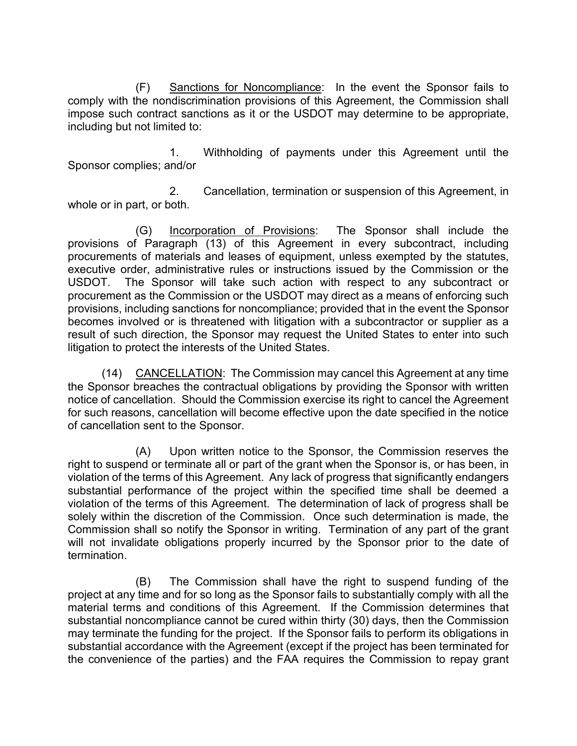(F) Sanctions for Noncompliance: In the event the Sponsor fails to comply with the nondiscrimination provisions of this Agreement, the Commission shall impose such contract sanctions as it or the USDOT may determine to be appropriate, including but not limited to:

1. Withholding of payments under this Agreement until the Sponsor complies; and/or

2. Cancellation, termination or suspension of this Agreement, in whole or in part, or both.

(G) Incorporation of Provisions: The Sponsor shall include the provisions of Paragraph (13) of this Agreement in every subcontract, including procurements of materials and leases of equipment, unless exempted by the statutes, executive order, administrative rules or instructions issued by the Commission or the USDOT. The Sponsor will take such action with respect to any subcontract or procurement as the Commission or the USDOT may direct as a means of enforcing such provisions, including sanctions for noncompliance; provided that in the event the Sponsor becomes involved or is threatened with litigation with a subcontractor or supplier as a result of such direction, the Sponsor may request the United States to enter into such litigation to protect the interests of the United States.

(14) CANCELLATION: The Commission may cancel this Agreement at any time the Sponsor breaches the contractual obligations by providing the Sponsor with written notice of cancellation. Should the Commission exercise its right to cancel the Agreement for such reasons, cancellation will become effective upon the date specified in the notice of cancellation sent to the Sponsor.

(A) Upon written notice to the Sponsor, the Commission reserves the right to suspend or terminate all or part of the grant when the Sponsor is, or has been, in violation of the terms of this Agreement. Any lack of progress that significantly endangers substantial performance of the project within the specified time shall be deemed a violation of the terms of this Agreement. The determination of lack of progress shall be solely within the discretion of the Commission. Once such determination is made, the Commission shall so notify the Sponsor in writing. Termination of any part of the grant will not invalidate obligations properly incurred by the Sponsor prior to the date of termination.

(B) The Commission shall have the right to suspend funding of the project at any time and for so long as the Sponsor fails to substantially comply with all the material terms and conditions of this Agreement. If the Commission determines that substantial noncompliance cannot be cured within thirty (30) days, then the Commission may terminate the funding for the project. If the Sponsor fails to perform its obligations in substantial accordance with the Agreement (except if the project has been terminated for the convenience of the parties) and the FAA requires the Commission to repay grant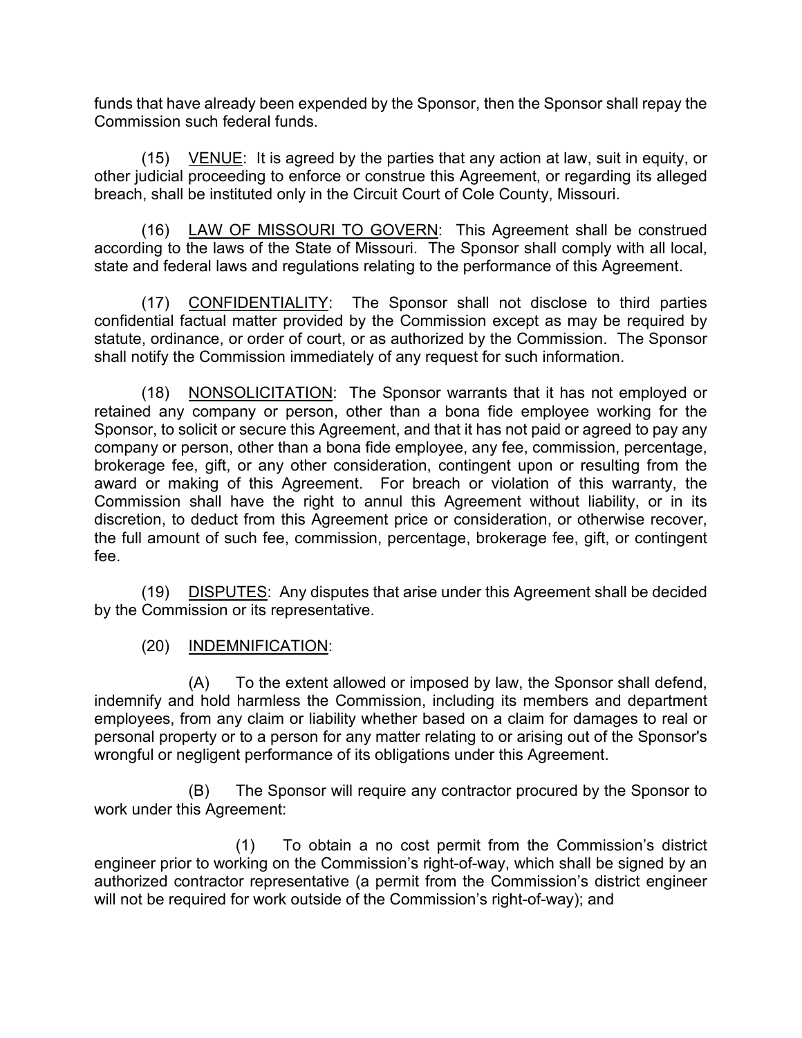funds that have already been expended by the Sponsor, then the Sponsor shall repay the Commission such federal funds.

(15) <u>VENUE</u>: It is agreed by the parties that any action at law, suit in equity, or other judicial proceeding to enforce or construe this Agreement, or regarding its alleged breach, shall be instituted only in the Circuit Court of Cole County, Missouri.

(16) <u>LAW OF MISSOURI TO GOVERN</u>: This Agreement shall be construed according to the laws of the State of Missouri. The Sponsor shall comply with all local, state and federal laws and regulations relating to the performance of this Agreement.

(17) <u>CONFIDENTIALITY</u>: The Sponsor shall not disclose to third parties confidential factual matter provided by the Commission except as may be required by statute, ordinance, or order of court, or as authorized by the Commission. The Sponsor shall notify the Commission immediately of any request for such information.

(18) <u>NONSOLICITATION</u>: The Sponsor warrants that it has not employed or retained any company or person, other than a bona fide employee working for the Sponsor, to solicit or secure this Agreement, and that it has not paid or agreed to pay any company or person, other than a bona fide employee, any fee, commission, percentage, brokerage fee, gift, or any other consideration, contingent upon or resulting from the award or making of this Agreement. For breach or violation of this warranty, the Commission shall have the right to annul this Agreement without liability, or in its discretion, to deduct from this Agreement price or consideration, or otherwise recover, the full amount of such fee, commission, percentage, brokerage fee, gift, or contingent fee.

(19) <u>DISPUTES</u>: Any disputes that arise under this Agreement shall be decided by the Commission or its representative.

(20) <u>INDEMNIFICATION</u>:

(A) To the extent allowed or imposed by law, the Sponsor shall defend, indemnify and hold harmless the Commission, including its members and department employees, from any claim or liability whether based on a claim for damages to real or personal property or to a person for any matter relating to or arising out of the Sponsor's wrongful or negligent performance of its obligations under this Agreement.

(B) The Sponsor will require any contractor procured by the Sponsor to work under this Agreement:

(1) To obtain a no cost permit from the Commission's district engineer prior to working on the Commission's right-of-way, which shall be signed by an authorized contractor representative (a permit from the Commission's district engineer will not be required for work outside of the Commission's right-of-way); and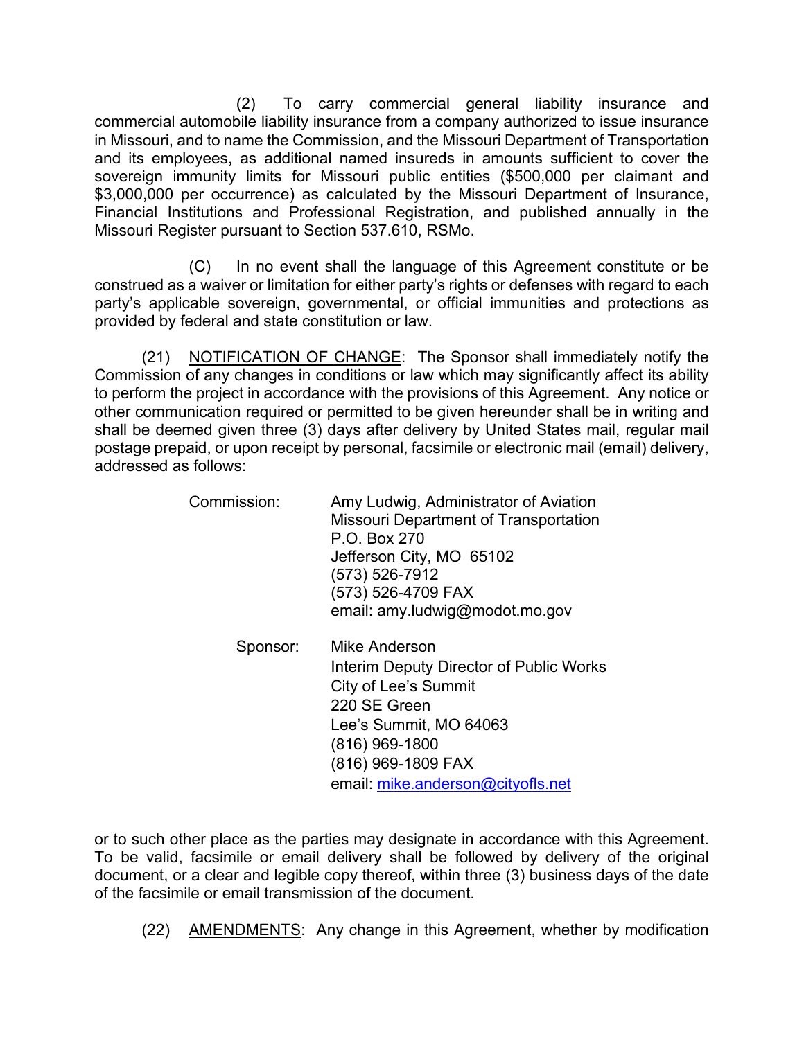(2) To carry commercial general liability insurance and commercial automobile liability insurance from a company authorized to issue insurance in Missouri, and to name the Commission, and the Missouri Department of Transportation and its employees, as additional named insureds in amounts sufficient to cover the sovereign immunity limits for Missouri public entities ($500,000 per claimant and $3,000,000 per occurrence) as calculated by the Missouri Department of Insurance, Financial Institutions and Professional Registration, and published annually in the Missouri Register pursuant to Section 537.610, RSMo.

(C) In no event shall the language of this Agreement constitute or be construed as a waiver or limitation for either party's rights or defenses with regard to each party's applicable sovereign, governmental, or official immunities and protections as provided by federal and state constitution or law.

(21) <u>NOTIFICATION OF CHANGE</u>: The Sponsor shall immediately notify the Commission of any changes in conditions or law which may significantly affect its ability to perform the project in accordance with the provisions of this Agreement. Any notice or other communication required or permitted to be given hereunder shall be in writing and shall be deemed given three (3) days after delivery by United States mail, regular mail postage prepaid, or upon receipt by personal, facsimile or electronic mail (email) delivery, addressed as follows:

Commission:

Amy Ludwig, Administrator of Aviation
Missouri Department of Transportation
P.O. Box 270
Jefferson City, MO 65102
(573) 526-7912
(573) 526-4709 FAX
email: amy.ludwig@modot.mo.gov

Sponsor:

Mike Anderson
Interim Deputy Director of Public Works
City of Lee's Summit
220 SE Green
Lee's Summit, MO 64063
(816) 969-1800
(816) 969-1809 FAX
email: mike.anderson@cityofls.net

or to such other place as the parties may designate in accordance with this Agreement. To be valid, facsimile or email delivery shall be followed by delivery of the original document, or a clear and legible copy thereof, within three (3) business days of the date of the facsimile or email transmission of the document.

(22) <u>AMENDMENTS</u>: Any change in this Agreement, whether by modification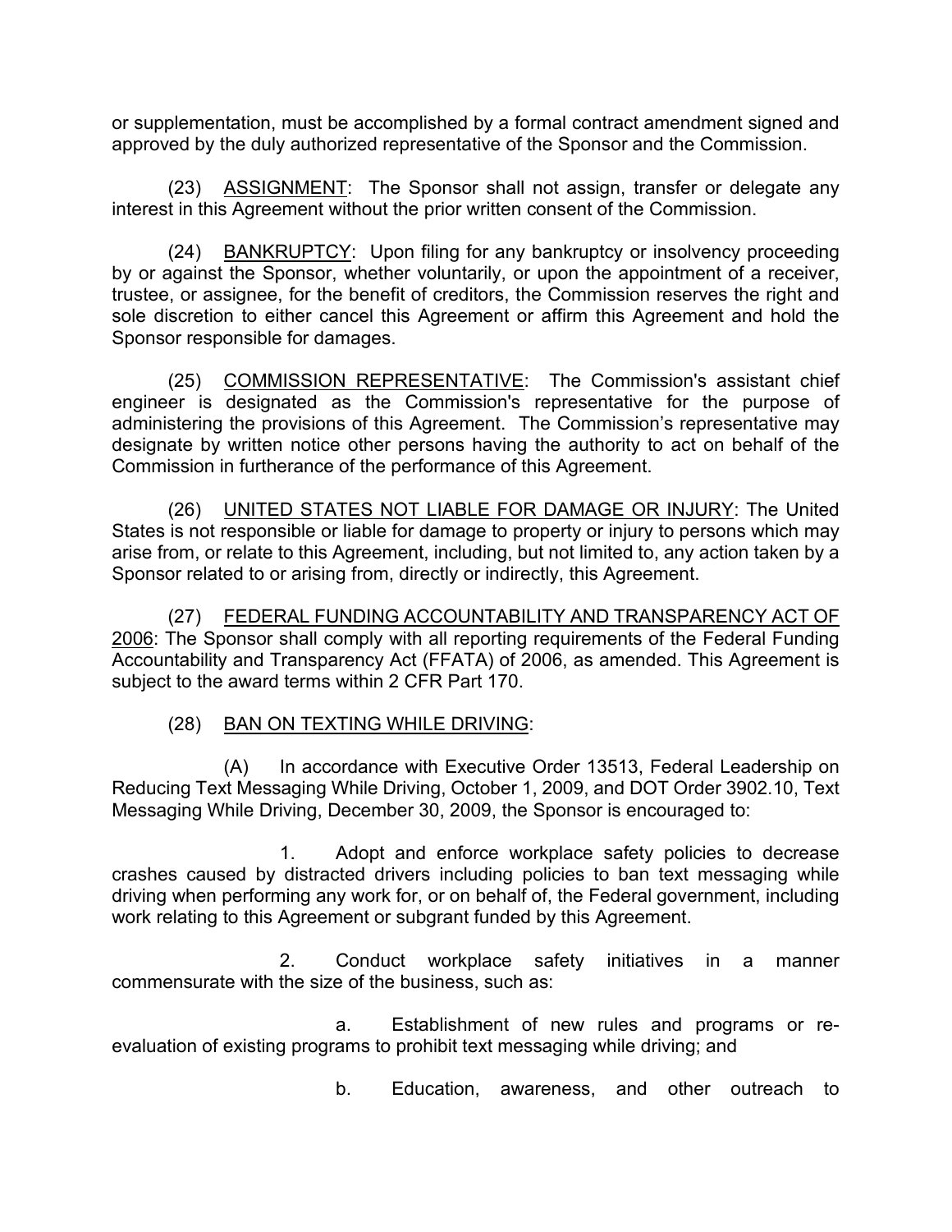or supplementation, must be accomplished by a formal contract amendment signed and approved by the duly authorized representative of the Sponsor and the Commission.

(23) ASSIGNMENT: The Sponsor shall not assign, transfer or delegate any interest in this Agreement without the prior written consent of the Commission.

(24) BANKRUPTCY: Upon filing for any bankruptcy or insolvency proceeding by or against the Sponsor, whether voluntarily, or upon the appointment of a receiver, trustee, or assignee, for the benefit of creditors, the Commission reserves the right and sole discretion to either cancel this Agreement or affirm this Agreement and hold the Sponsor responsible for damages.

(25) COMMISSION REPRESENTATIVE: The Commission's assistant chief engineer is designated as the Commission's representative for the purpose of administering the provisions of this Agreement. The Commission's representative may designate by written notice other persons having the authority to act on behalf of the Commission in furtherance of the performance of this Agreement.

(26) UNITED STATES NOT LIABLE FOR DAMAGE OR INJURY: The United States is not responsible or liable for damage to property or injury to persons which may arise from, or relate to this Agreement, including, but not limited to, any action taken by a Sponsor related to or arising from, directly or indirectly, this Agreement.

(27) FEDERAL FUNDING ACCOUNTABILITY AND TRANSPARENCY ACT OF 2006: The Sponsor shall comply with all reporting requirements of the Federal Funding Accountability and Transparency Act (FFATA) of 2006, as amended. This Agreement is subject to the award terms within 2 CFR Part 170.

(28) BAN ON TEXTING WHILE DRIVING:

(A) In accordance with Executive Order 13513, Federal Leadership on Reducing Text Messaging While Driving, October 1, 2009, and DOT Order 3902.10, Text Messaging While Driving, December 30, 2009, the Sponsor is encouraged to:

1. Adopt and enforce workplace safety policies to decrease crashes caused by distracted drivers including policies to ban text messaging while driving when performing any work for, or on behalf of, the Federal government, including work relating to this Agreement or subgrant funded by this Agreement.

2. Conduct workplace safety initiatives in a manner commensurate with the size of the business, such as:

a. Establishment of new rules and programs or re-evaluation of existing programs to prohibit text messaging while driving; and

b. Education, awareness, and other outreach to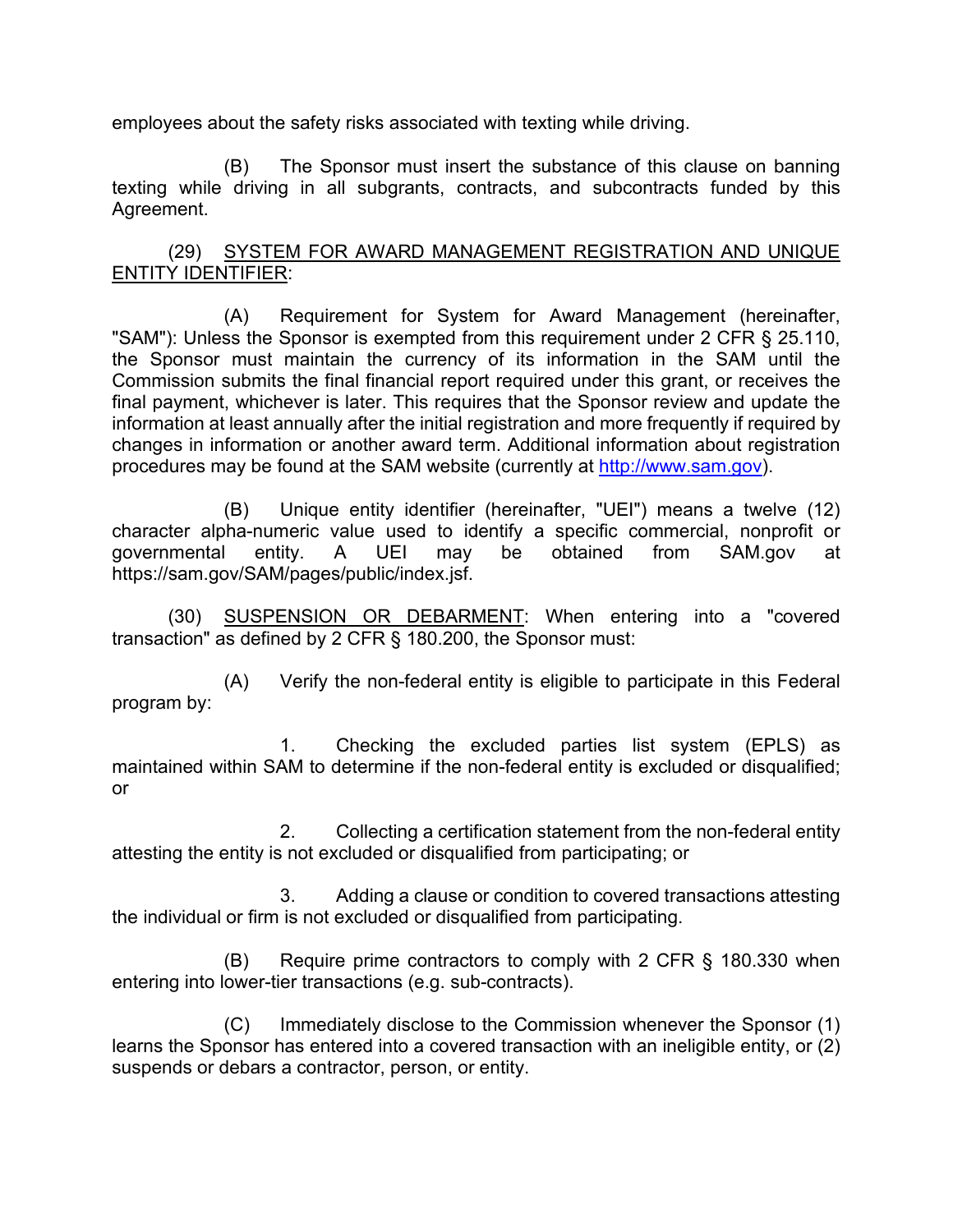employees about the safety risks associated with texting while driving.

(B) The Sponsor must insert the substance of this clause on banning texting while driving in all subgrants, contracts, and subcontracts funded by this Agreement.

(29) <u>SYSTEM FOR AWARD MANAGEMENT REGISTRATION AND UNIQUE ENTITY IDENTIFIER</u>:

(A) Requirement for System for Award Management (hereinafter, "SAM"): Unless the Sponsor is exempted from this requirement under 2 CFR § 25.110, the Sponsor must maintain the currency of its information in the SAM until the Commission submits the final financial report required under this grant, or receives the final payment, whichever is later. This requires that the Sponsor review and update the information at least annually after the initial registration and more frequently if required by changes in information or another award term. Additional information about registration procedures may be found at the SAM website (currently at [http://www.sam.gov](http://www.sam.gov)).

(B) Unique entity identifier (hereinafter, "UEI") means a twelve (12) character alpha-numeric value used to identify a specific commercial, nonprofit or governmental entity. A UEI may be obtained from SAM.gov at https://sam.gov/SAM/pages/public/index.jsf.

(30) <u>SUSPENSION OR DEBARMENT</u>: When entering into a "covered transaction" as defined by 2 CFR § 180.200, the Sponsor must:

(A) Verify the non-federal entity is eligible to participate in this Federal program by:

1. Checking the excluded parties list system (EPLS) as maintained within SAM to determine if the non-federal entity is excluded or disqualified; or

2. Collecting a certification statement from the non-federal entity attesting the entity is not excluded or disqualified from participating; or

3. Adding a clause or condition to covered transactions attesting the individual or firm is not excluded or disqualified from participating.

(B) Require prime contractors to comply with 2 CFR § 180.330 when entering into lower-tier transactions (e.g. sub-contracts).

(C) Immediately disclose to the Commission whenever the Sponsor (1) learns the Sponsor has entered into a covered transaction with an ineligible entity, or (2) suspends or debars a contractor, person, or entity.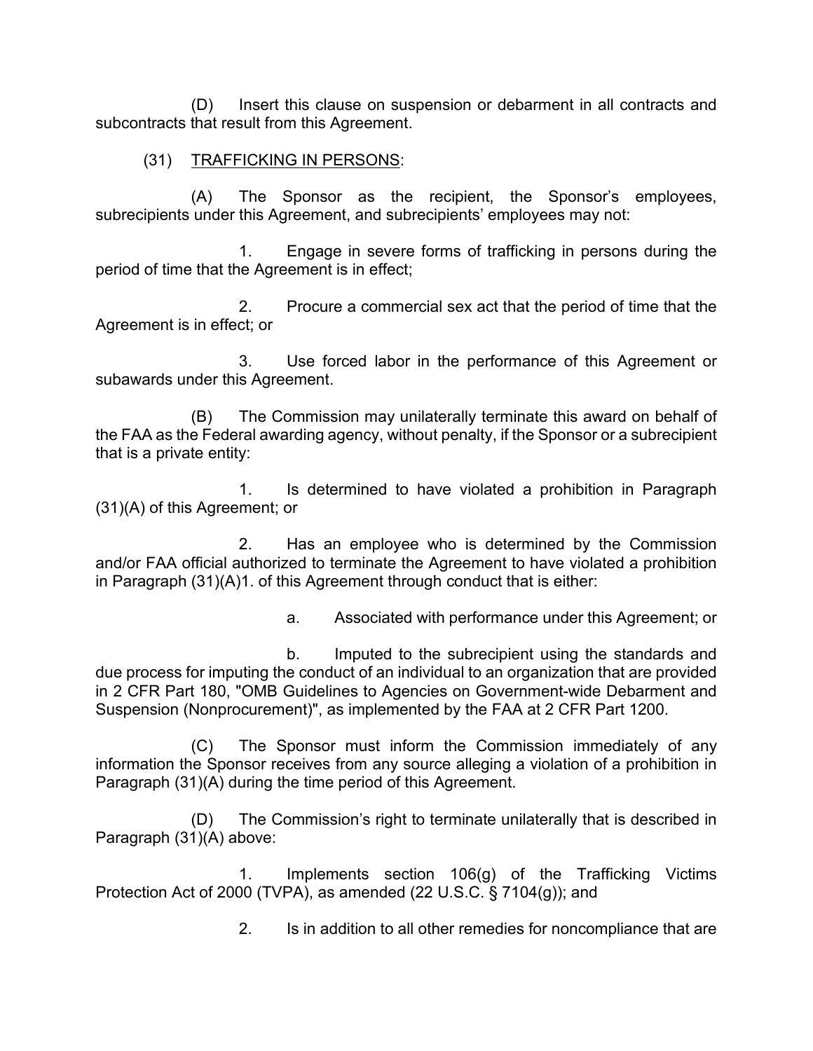(D) Insert this clause on suspension or debarment in all contracts and subcontracts that result from this Agreement.

(31) <u>TRAFFICKING IN PERSONS</u>:

(A) The Sponsor as the recipient, the Sponsor's employees, subrecipients under this Agreement, and subrecipients' employees may not:

1. Engage in severe forms of trafficking in persons during the period of time that the Agreement is in effect;

2. Procure a commercial sex act that the period of time that the Agreement is in effect; or

3. Use forced labor in the performance of this Agreement or subawards under this Agreement.

(B) The Commission may unilaterally terminate this award on behalf of the FAA as the Federal awarding agency, without penalty, if the Sponsor or a subrecipient that is a private entity:

1. Is determined to have violated a prohibition in Paragraph (31)(A) of this Agreement; or

2. Has an employee who is determined by the Commission and/or FAA official authorized to terminate the Agreement to have violated a prohibition in Paragraph (31)(A)1. of this Agreement through conduct that is either:

a. Associated with performance under this Agreement; or

b. Imputed to the subrecipient using the standards and due process for imputing the conduct of an individual to an organization that are provided in 2 CFR Part 180, "OMB Guidelines to Agencies on Government-wide Debarment and Suspension (Nonprocurement)", as implemented by the FAA at 2 CFR Part 1200.

(C) The Sponsor must inform the Commission immediately of any information the Sponsor receives from any source alleging a violation of a prohibition in Paragraph (31)(A) during the time period of this Agreement.

(D) The Commission's right to terminate unilaterally that is described in Paragraph (31)(A) above:

1. Implements section 106(g) of the Trafficking Victims Protection Act of 2000 (TVPA), as amended (22 U.S.C. § 7104(g)); and

2. Is in addition to all other remedies for noncompliance that are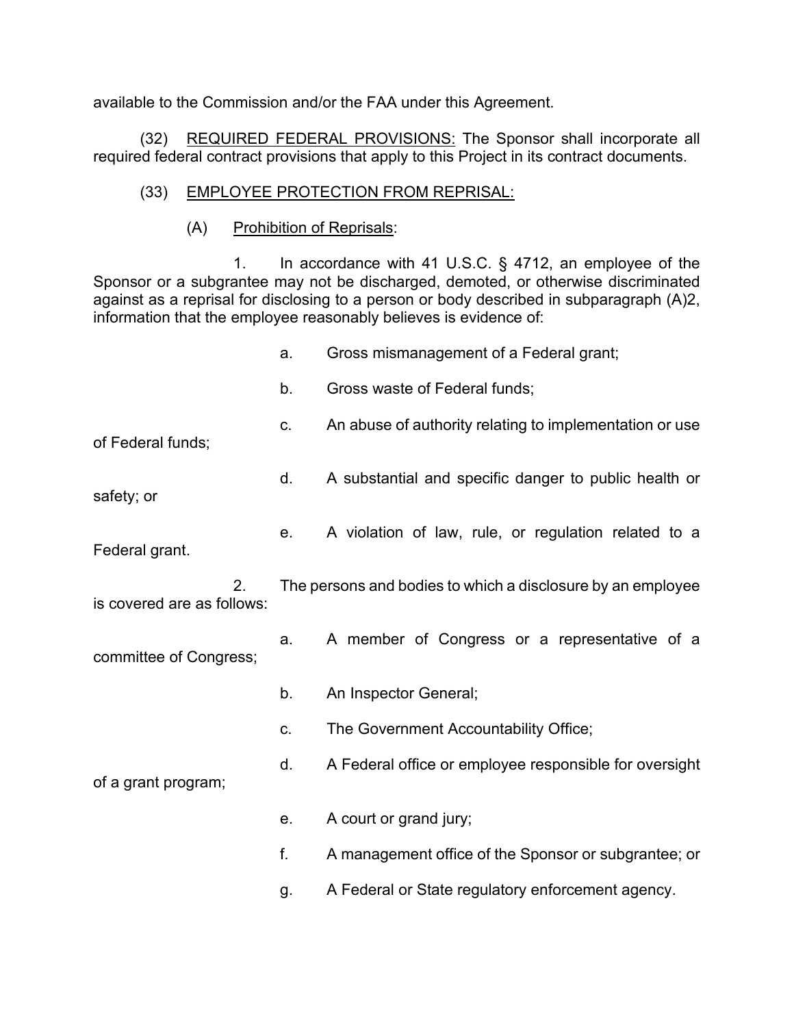available to the Commission and/or the FAA under this Agreement.

(32) REQUIRED FEDERAL PROVISIONS: The Sponsor shall incorporate all required federal contract provisions that apply to this Project in its contract documents.

(33) EMPLOYEE PROTECTION FROM REPRISAL:

(A) Prohibition of Reprisals:

1. In accordance with 41 U.S.C. § 4712, an employee of the Sponsor or a subgrantee may not be discharged, demoted, or otherwise discriminated against as a reprisal for disclosing to a person or body described in subparagraph (A)2, information that the employee reasonably believes is evidence of:

a. Gross mismanagement of a Federal grant;

b. Gross waste of Federal funds;

c. An abuse of authority relating to implementation or use of Federal funds;

d. A substantial and specific danger to public health or safety; or

e. A violation of law, rule, or regulation related to a Federal grant.

2. The persons and bodies to which a disclosure by an employee is covered are as follows:

a. A member of Congress or a representative of a committee of Congress;

b. An Inspector General;

c. The Government Accountability Office;

d. A Federal office or employee responsible for oversight of a grant program;

e. A court or grand jury;

f. A management office of the Sponsor or subgrantee; or

g. A Federal or State regulatory enforcement agency.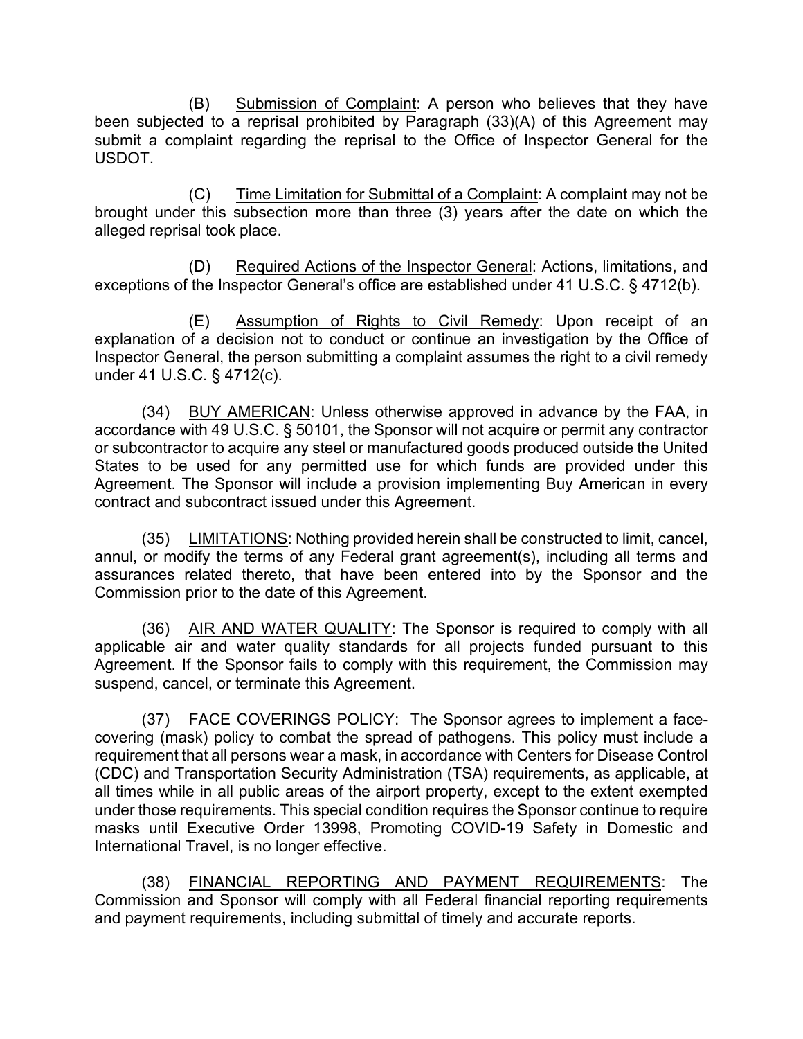(B) Submission of Complaint: A person who believes that they have been subjected to a reprisal prohibited by Paragraph (33)(A) of this Agreement may submit a complaint regarding the reprisal to the Office of Inspector General for the USDOT.

(C) Time Limitation for Submittal of a Complaint: A complaint may not be brought under this subsection more than three (3) years after the date on which the alleged reprisal took place.

(D) Required Actions of the Inspector General: Actions, limitations, and exceptions of the Inspector General's office are established under 41 U.S.C. § 4712(b).

(E) Assumption of Rights to Civil Remedy: Upon receipt of an explanation of a decision not to conduct or continue an investigation by the Office of Inspector General, the person submitting a complaint assumes the right to a civil remedy under 41 U.S.C. § 4712(c).

(34) BUY AMERICAN: Unless otherwise approved in advance by the FAA, in accordance with 49 U.S.C. § 50101, the Sponsor will not acquire or permit any contractor or subcontractor to acquire any steel or manufactured goods produced outside the United States to be used for any permitted use for which funds are provided under this Agreement. The Sponsor will include a provision implementing Buy American in every contract and subcontract issued under this Agreement.

(35) LIMITATIONS: Nothing provided herein shall be constructed to limit, cancel, annul, or modify the terms of any Federal grant agreement(s), including all terms and assurances related thereto, that have been entered into by the Sponsor and the Commission prior to the date of this Agreement.

(36) AIR AND WATER QUALITY: The Sponsor is required to comply with all applicable air and water quality standards for all projects funded pursuant to this Agreement. If the Sponsor fails to comply with this requirement, the Commission may suspend, cancel, or terminate this Agreement.

(37) FACE COVERINGS POLICY: The Sponsor agrees to implement a face-covering (mask) policy to combat the spread of pathogens. This policy must include a requirement that all persons wear a mask, in accordance with Centers for Disease Control (CDC) and Transportation Security Administration (TSA) requirements, as applicable, at all times while in all public areas of the airport property, except to the extent exempted under those requirements. This special condition requires the Sponsor continue to require masks until Executive Order 13998, Promoting COVID-19 Safety in Domestic and International Travel, is no longer effective.

(38) FINANCIAL REPORTING AND PAYMENT REQUIREMENTS: The Commission and Sponsor will comply with all Federal financial reporting requirements and payment requirements, including submittal of timely and accurate reports.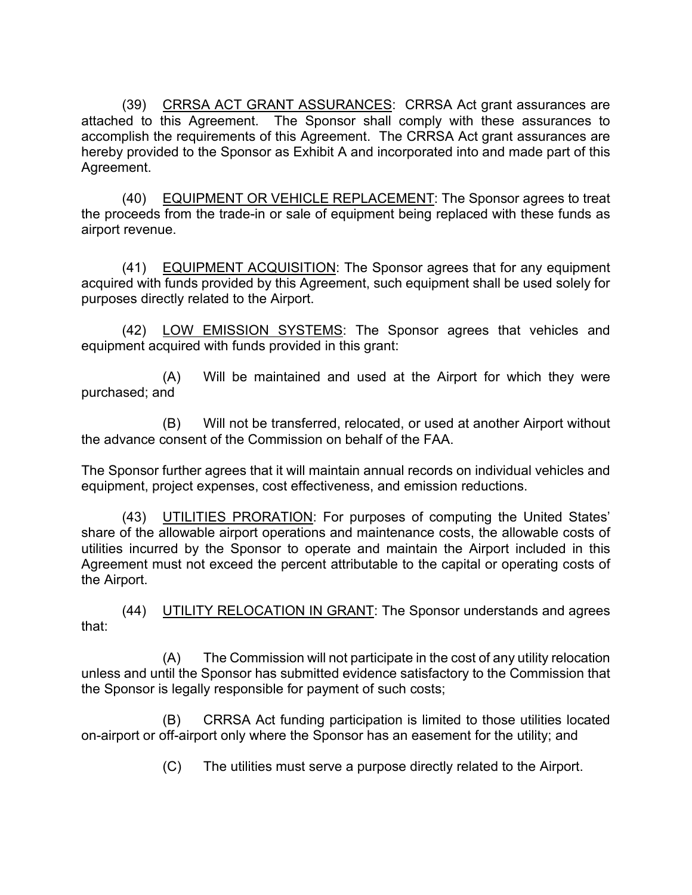(39) <u>CRRSA ACT GRANT ASSURANCES</u>: CRRSA Act grant assurances are attached to this Agreement. The Sponsor shall comply with these assurances to accomplish the requirements of this Agreement. The CRRSA Act grant assurances are hereby provided to the Sponsor as Exhibit A and incorporated into and made part of this Agreement.

(40) <u>EQUIPMENT OR VEHICLE REPLACEMENT</u>: The Sponsor agrees to treat the proceeds from the trade-in or sale of equipment being replaced with these funds as airport revenue.

(41) <u>EQUIPMENT ACQUISITION</u>: The Sponsor agrees that for any equipment acquired with funds provided by this Agreement, such equipment shall be used solely for purposes directly related to the Airport.

(42) <u>LOW EMISSION SYSTEMS</u>: The Sponsor agrees that vehicles and equipment acquired with funds provided in this grant:

(A) Will be maintained and used at the Airport for which they were purchased; and

(B) Will not be transferred, relocated, or used at another Airport without the advance consent of the Commission on behalf of the FAA.

The Sponsor further agrees that it will maintain annual records on individual vehicles and equipment, project expenses, cost effectiveness, and emission reductions.

(43) <u>UTILITIES PRORATION</u>: For purposes of computing the United States' share of the allowable airport operations and maintenance costs, the allowable costs of utilities incurred by the Sponsor to operate and maintain the Airport included in this Agreement must not exceed the percent attributable to the capital or operating costs of the Airport.

(44) <u>UTILITY RELOCATION IN GRANT</u>: The Sponsor understands and agrees that:

(A) The Commission will not participate in the cost of any utility relocation unless and until the Sponsor has submitted evidence satisfactory to the Commission that the Sponsor is legally responsible for payment of such costs;

(B) CRRSA Act funding participation is limited to those utilities located on-airport or off-airport only where the Sponsor has an easement for the utility; and

(C) The utilities must serve a purpose directly related to the Airport.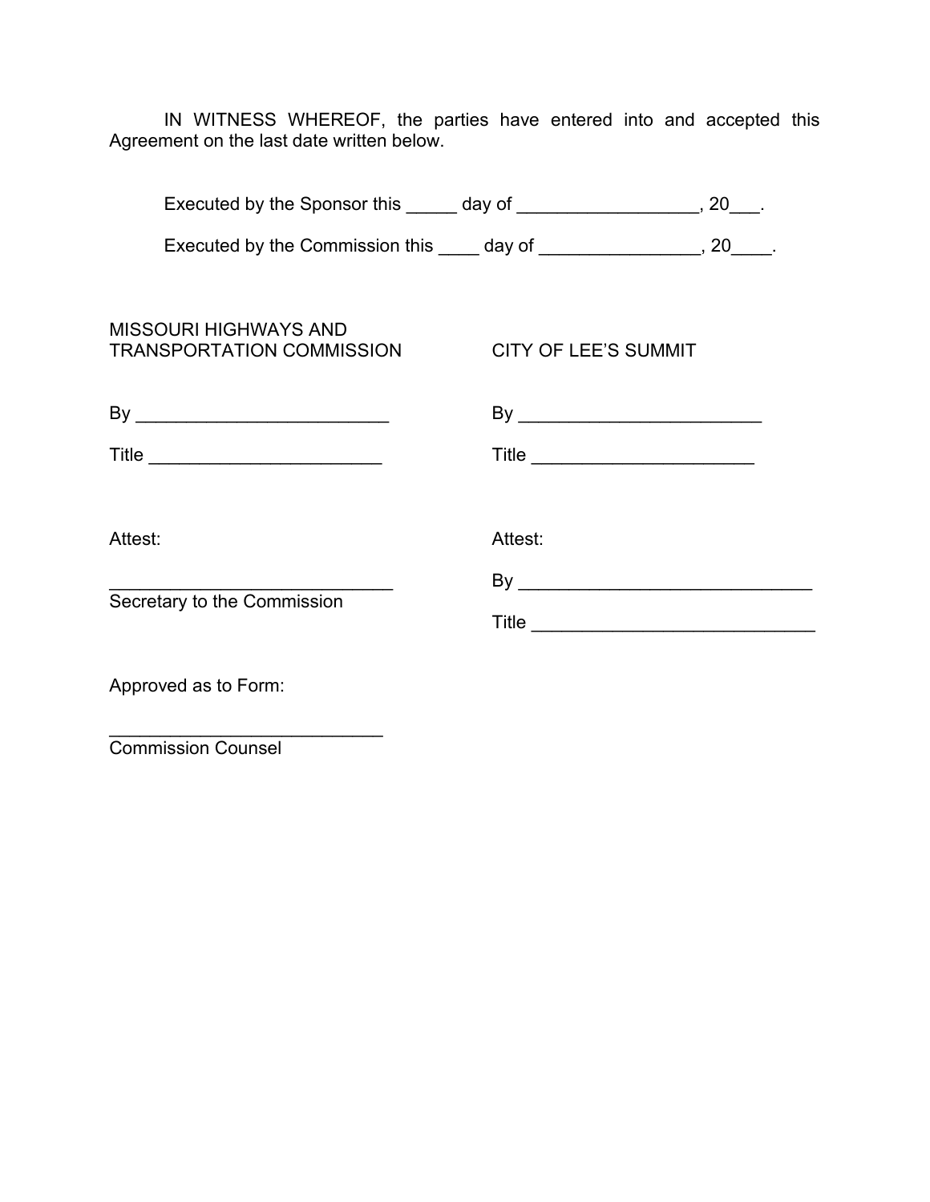IN WITNESS WHEREOF, the parties have entered into and accepted this Agreement on the last date written below.

Executed by the Sponsor this _____ day of __________________, 20___.

Executed by the Commission this ____ day of ________________, 20____.

MISSOURI HIGHWAYS AND TRANSPORTATION COMMISSION

By _________________________

Title _______________________

Attest:

____________________________
Secretary to the Commission

Approved as to Form:

___________________________
Commission Counsel

CITY OF LEE'S SUMMIT

By ________________________

Title ______________________

Attest:

By _____________________________

Title ____________________________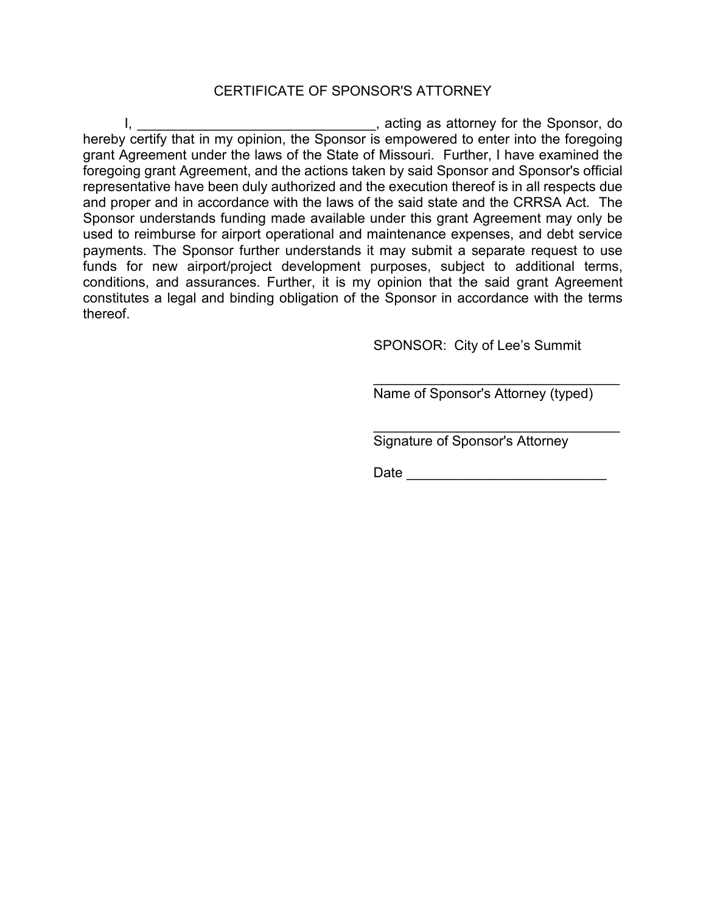# CERTIFICATE OF SPONSOR'S ATTORNEY

I, _______________________________, acting as attorney for the Sponsor, do hereby certify that in my opinion, the Sponsor is empowered to enter into the foregoing grant Agreement under the laws of the State of Missouri. Further, I have examined the foregoing grant Agreement, and the actions taken by said Sponsor and Sponsor's official representative have been duly authorized and the execution thereof is in all respects due and proper and in accordance with the laws of the said state and the CRRSA Act. The Sponsor understands funding made available under this grant Agreement may only be used to reimburse for airport operational and maintenance expenses, and debt service payments. The Sponsor further understands it may submit a separate request to use funds for new airport/project development purposes, subject to additional terms, conditions, and assurances. Further, it is my opinion that the said grant Agreement constitutes a legal and binding obligation of the Sponsor in accordance with the terms thereof.

SPONSOR: City of Lee's Summit

_________________________________
Name of Sponsor's Attorney (typed)

_________________________________
Signature of Sponsor's Attorney

Date __________________________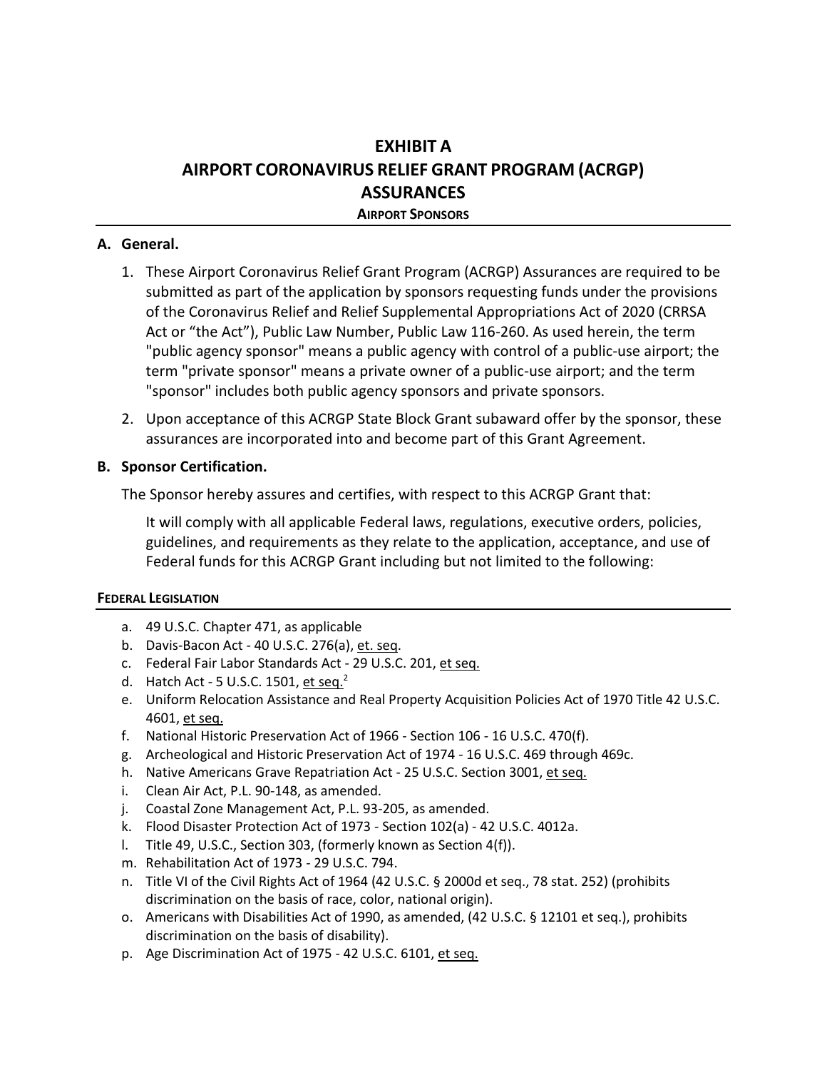# EXHIBIT A
# AIRPORT CORONAVIRUS RELIEF GRANT PROGRAM (ACRGP) ASSURANCES

**AIRPORT SPONSORS**

## A. General.

1. These Airport Coronavirus Relief Grant Program (ACRGP) Assurances are required to be submitted as part of the application by sponsors requesting funds under the provisions of the Coronavirus Relief and Relief Supplemental Appropriations Act of 2020 (CRRSA Act or "the Act"), Public Law Number, Public Law 116-260. As used herein, the term "public agency sponsor" means a public agency with control of a public-use airport; the term "private sponsor" means a private owner of a public-use airport; and the term "sponsor" includes both public agency sponsors and private sponsors.
2. Upon acceptance of this ACRGP State Block Grant subaward offer by the sponsor, these assurances are incorporated into and become part of this Grant Agreement.

## B. Sponsor Certification.

The Sponsor hereby assures and certifies, with respect to this ACRGP Grant that:

It will comply with all applicable Federal laws, regulations, executive orders, policies, guidelines, and requirements as they relate to the application, acceptance, and use of Federal funds for this ACRGP Grant including but not limited to the following:

**FEDERAL LEGISLATION**

a. 49 U.S.C. Chapter 471, as applicable
b. Davis-Bacon Act - 40 U.S.C. 276(a), et. seq.
c. Federal Fair Labor Standards Act - 29 U.S.C. 201, et seq.
d. Hatch Act - 5 U.S.C. 1501, et seq.[2]
e. Uniform Relocation Assistance and Real Property Acquisition Policies Act of 1970 Title 42 U.S.C. 4601, et seq.
f. National Historic Preservation Act of 1966 - Section 106 - 16 U.S.C. 470(f).
g. Archeological and Historic Preservation Act of 1974 - 16 U.S.C. 469 through 469c.
h. Native Americans Grave Repatriation Act - 25 U.S.C. Section 3001, et seq.
i. Clean Air Act, P.L. 90-148, as amended.
j. Coastal Zone Management Act, P.L. 93-205, as amended.
k. Flood Disaster Protection Act of 1973 - Section 102(a) - 42 U.S.C. 4012a.
l. Title 49, U.S.C., Section 303, (formerly known as Section 4(f)).
m. Rehabilitation Act of 1973 - 29 U.S.C. 794.
n. Title VI of the Civil Rights Act of 1964 (42 U.S.C. § 2000d et seq., 78 stat. 252) (prohibits discrimination on the basis of race, color, national origin).
o. Americans with Disabilities Act of 1990, as amended, (42 U.S.C. § 12101 et seq.), prohibits discrimination on the basis of disability).
p. Age Discrimination Act of 1975 - 42 U.S.C. 6101, et seq.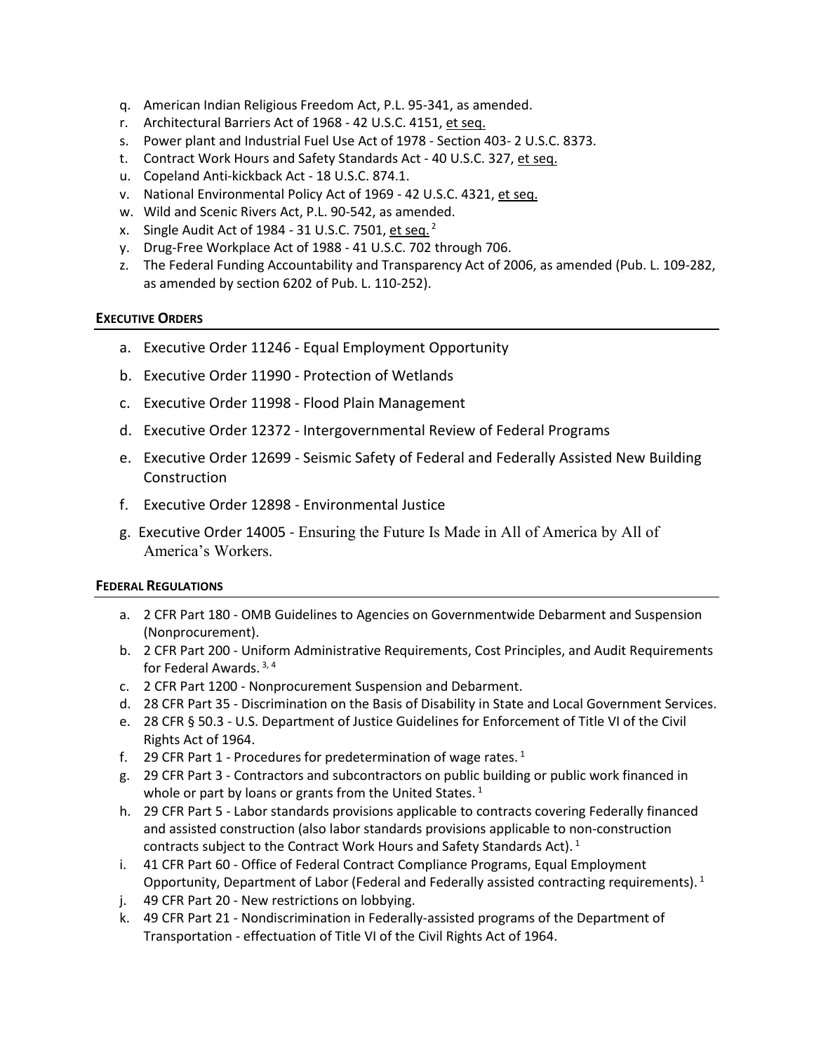q. American Indian Religious Freedom Act, P.L. 95-341, as amended.
r. Architectural Barriers Act of 1968 - 42 U.S.C. 4151, et seq.
s. Power plant and Industrial Fuel Use Act of 1978 - Section 403- 2 U.S.C. 8373.
t. Contract Work Hours and Safety Standards Act - 40 U.S.C. 327, et seq.
u. Copeland Anti-kickback Act - 18 U.S.C. 874.1.
v. National Environmental Policy Act of 1969 - 42 U.S.C. 4321, et seq.
w. Wild and Scenic Rivers Act, P.L. 90-542, as amended.
x. Single Audit Act of 1984 - 31 U.S.C. 7501, et seq. [2]
y. Drug-Free Workplace Act of 1988 - 41 U.S.C. 702 through 706.
z. The Federal Funding Accountability and Transparency Act of 2006, as amended (Pub. L. 109-282, as amended by section 6202 of Pub. L. 110-252).

**EXECUTIVE ORDERS**

a. Executive Order 11246 - Equal Employment Opportunity
b. Executive Order 11990 - Protection of Wetlands
c. Executive Order 11998 - Flood Plain Management
d. Executive Order 12372 - Intergovernmental Review of Federal Programs
e. Executive Order 12699 - Seismic Safety of Federal and Federally Assisted New Building Construction
f. Executive Order 12898 - Environmental Justice
g. Executive Order 14005 - Ensuring the Future Is Made in All of America by All of America's Workers.

**FEDERAL REGULATIONS**

a. 2 CFR Part 180 - OMB Guidelines to Agencies on Governmentwide Debarment and Suspension (Nonprocurement).
b. 2 CFR Part 200 - Uniform Administrative Requirements, Cost Principles, and Audit Requirements for Federal Awards. [3, 4]
c. 2 CFR Part 1200 - Nonprocurement Suspension and Debarment.
d. 28 CFR Part 35 - Discrimination on the Basis of Disability in State and Local Government Services.
e. 28 CFR § 50.3 - U.S. Department of Justice Guidelines for Enforcement of Title VI of the Civil Rights Act of 1964.
f. 29 CFR Part 1 - Procedures for predetermination of wage rates. [1]
g. 29 CFR Part 3 - Contractors and subcontractors on public building or public work financed in whole or part by loans or grants from the United States. [1]
h. 29 CFR Part 5 - Labor standards provisions applicable to contracts covering Federally financed and assisted construction (also labor standards provisions applicable to non-construction contracts subject to the Contract Work Hours and Safety Standards Act). [1]
i. 41 CFR Part 60 - Office of Federal Contract Compliance Programs, Equal Employment Opportunity, Department of Labor (Federal and Federally assisted contracting requirements). [1]
j. 49 CFR Part 20 - New restrictions on lobbying.
k. 49 CFR Part 21 - Nondiscrimination in Federally-assisted programs of the Department of Transportation - effectuation of Title VI of the Civil Rights Act of 1964.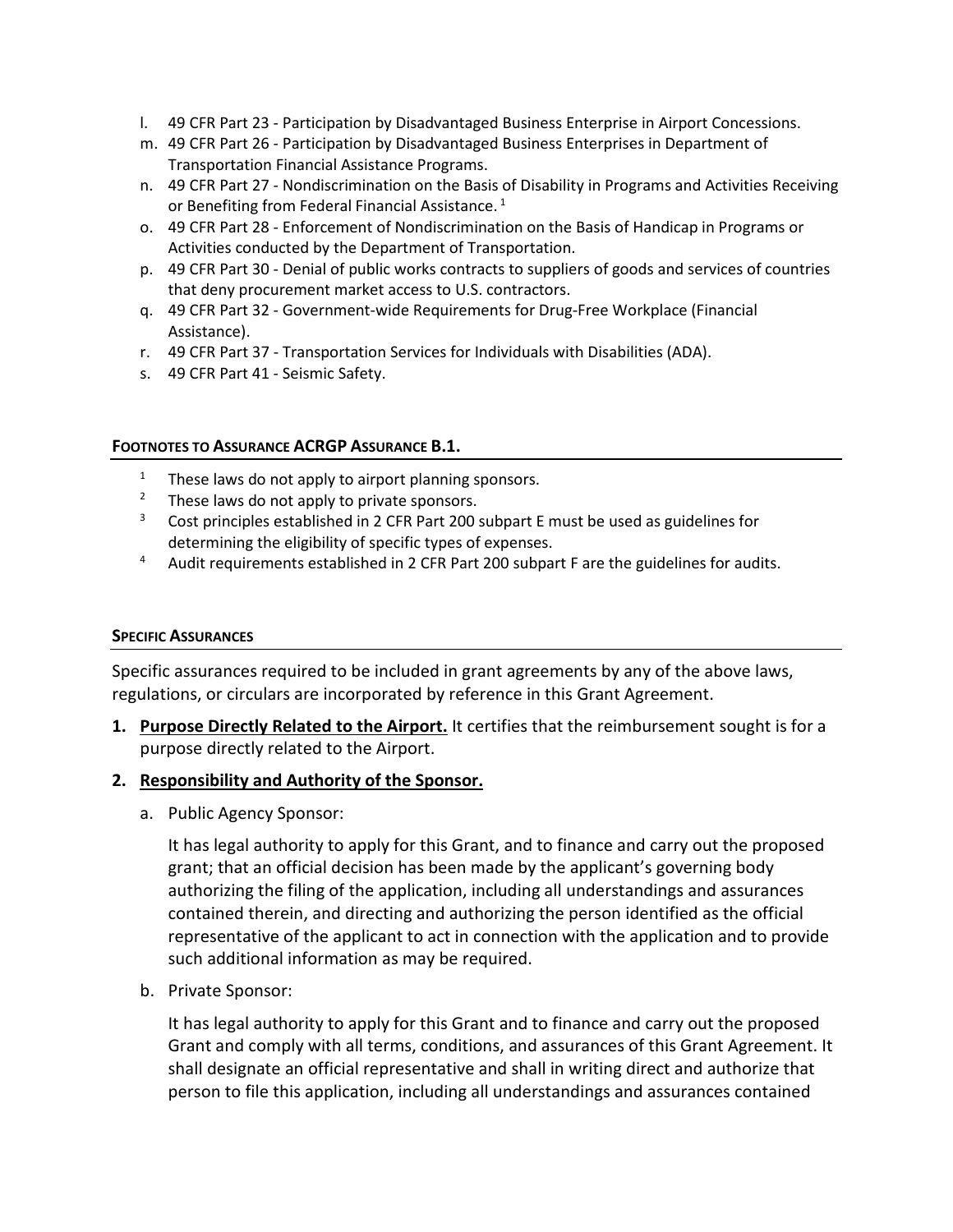l. 49 CFR Part 23 - Participation by Disadvantaged Business Enterprise in Airport Concessions.
m. 49 CFR Part 26 - Participation by Disadvantaged Business Enterprises in Department of Transportation Financial Assistance Programs.
n. 49 CFR Part 27 - Nondiscrimination on the Basis of Disability in Programs and Activities Receiving or Benefiting from Federal Financial Assistance. [1]
o. 49 CFR Part 28 - Enforcement of Nondiscrimination on the Basis of Handicap in Programs or Activities conducted by the Department of Transportation.
p. 49 CFR Part 30 - Denial of public works contracts to suppliers of goods and services of countries that deny procurement market access to U.S. contractors.
q. 49 CFR Part 32 - Government-wide Requirements for Drug-Free Workplace (Financial Assistance).
r. 49 CFR Part 37 - Transportation Services for Individuals with Disabilities (ADA).
s. 49 CFR Part 41 - Seismic Safety.

#### FOOTNOTES TO ASSURANCE ACRGP ASSURANCE B.1.

[1] These laws do not apply to airport planning sponsors.
[2] These laws do not apply to private sponsors.
[3] Cost principles established in 2 CFR Part 200 subpart E must be used as guidelines for determining the eligibility of specific types of expenses.
[4] Audit requirements established in 2 CFR Part 200 subpart F are the guidelines for audits.

#### SPECIFIC ASSURANCES

Specific assurances required to be included in grant agreements by any of the above laws, regulations, or circulars are incorporated by reference in this Grant Agreement.

1. **Purpose Directly Related to the Airport.** It certifies that the reimbursement sought is for a purpose directly related to the Airport.
2. **Responsibility and Authority of the Sponsor.**
   a. Public Agency Sponsor:

      It has legal authority to apply for this Grant, and to finance and carry out the proposed grant; that an official decision has been made by the applicant's governing body authorizing the filing of the application, including all understandings and assurances contained therein, and directing and authorizing the person identified as the official representative of the applicant to act in connection with the application and to provide such additional information as may be required.

   b. Private Sponsor:

      It has legal authority to apply for this Grant and to finance and carry out the proposed Grant and comply with all terms, conditions, and assurances of this Grant Agreement. It shall designate an official representative and shall in writing direct and authorize that person to file this application, including all understandings and assurances contained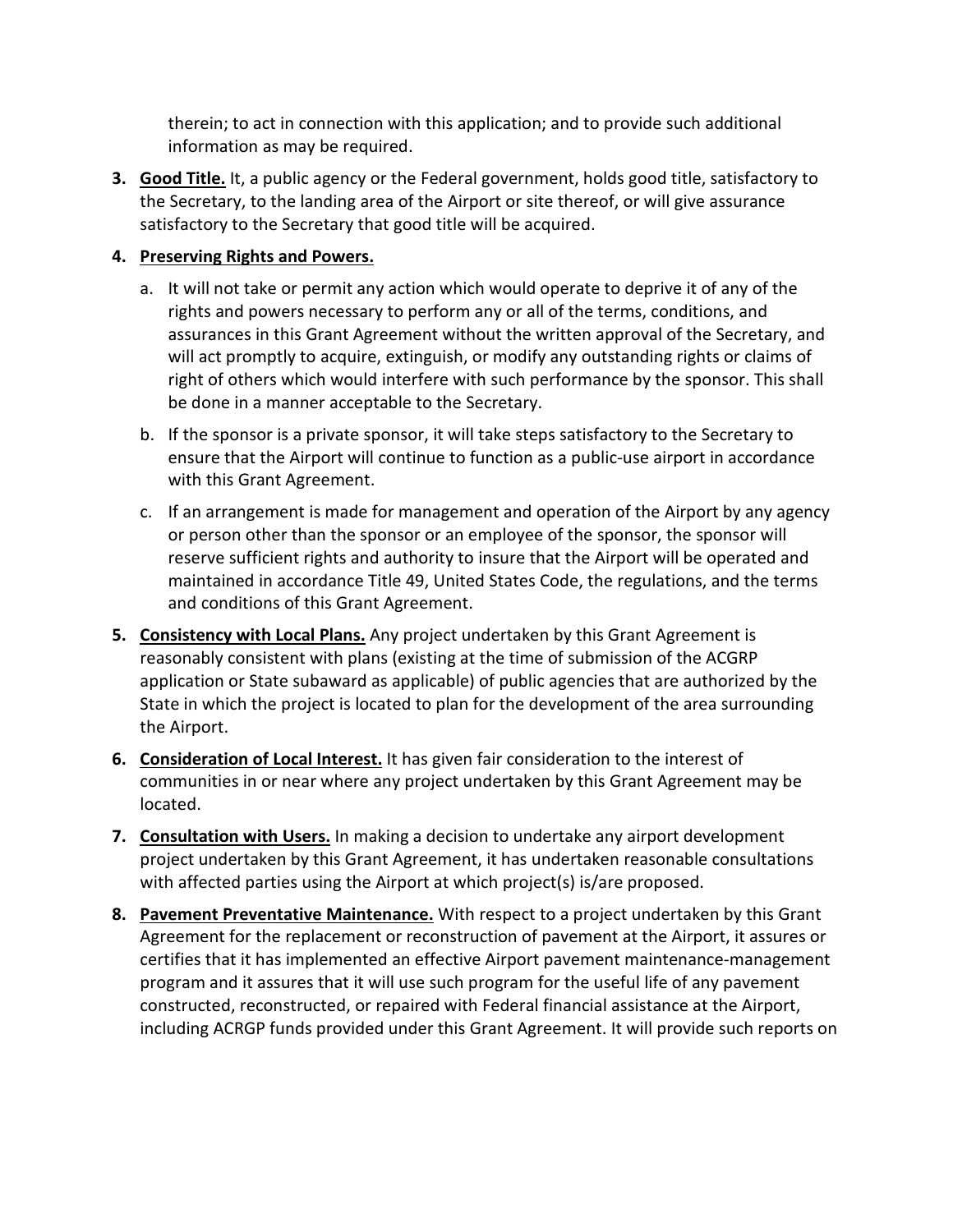therein; to act in connection with this application; and to provide such additional information as may be required.

3. **Good Title.** It, a public agency or the Federal government, holds good title, satisfactory to the Secretary, to the landing area of the Airport or site thereof, or will give assurance satisfactory to the Secretary that good title will be acquired.

4. **Preserving Rights and Powers.**

   a. It will not take or permit any action which would operate to deprive it of any of the rights and powers necessary to perform any or all of the terms, conditions, and assurances in this Grant Agreement without the written approval of the Secretary, and will act promptly to acquire, extinguish, or modify any outstanding rights or claims of right of others which would interfere with such performance by the sponsor. This shall be done in a manner acceptable to the Secretary.

   b. If the sponsor is a private sponsor, it will take steps satisfactory to the Secretary to ensure that the Airport will continue to function as a public-use airport in accordance with this Grant Agreement.

   c. If an arrangement is made for management and operation of the Airport by any agency or person other than the sponsor or an employee of the sponsor, the sponsor will reserve sufficient rights and authority to insure that the Airport will be operated and maintained in accordance Title 49, United States Code, the regulations, and the terms and conditions of this Grant Agreement.

5. **Consistency with Local Plans.** Any project undertaken by this Grant Agreement is reasonably consistent with plans (existing at the time of submission of the ACGRP application or State subaward as applicable) of public agencies that are authorized by the State in which the project is located to plan for the development of the area surrounding the Airport.

6. **Consideration of Local Interest.** It has given fair consideration to the interest of communities in or near where any project undertaken by this Grant Agreement may be located.

7. **Consultation with Users.** In making a decision to undertake any airport development project undertaken by this Grant Agreement, it has undertaken reasonable consultations with affected parties using the Airport at which project(s) is/are proposed.

8. **Pavement Preventative Maintenance.** With respect to a project undertaken by this Grant Agreement for the replacement or reconstruction of pavement at the Airport, it assures or certifies that it has implemented an effective Airport pavement maintenance-management program and it assures that it will use such program for the useful life of any pavement constructed, reconstructed, or repaired with Federal financial assistance at the Airport, including ACRGP funds provided under this Grant Agreement. It will provide such reports on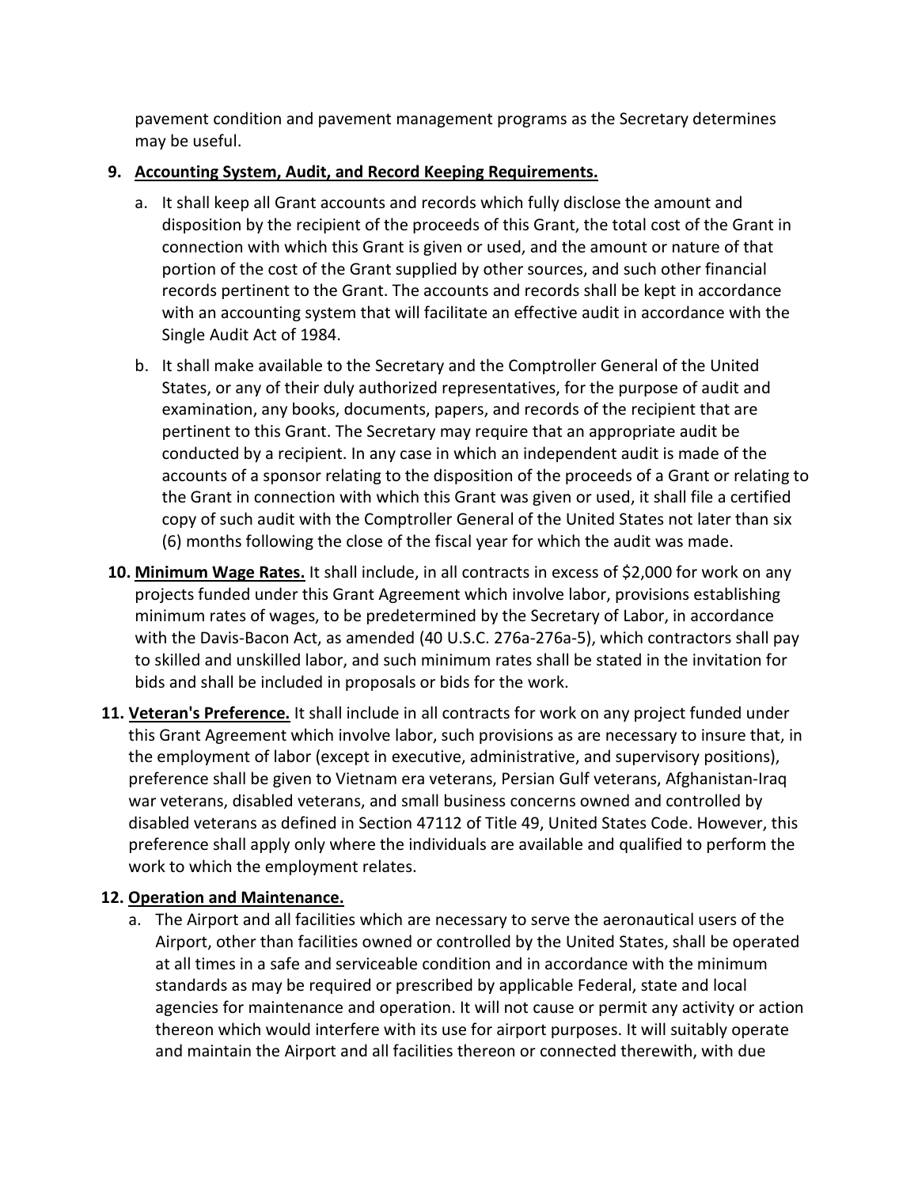pavement condition and pavement management programs as the Secretary determines may be useful.

9. **Accounting System, Audit, and Record Keeping Requirements.**

   a. It shall keep all Grant accounts and records which fully disclose the amount and disposition by the recipient of the proceeds of this Grant, the total cost of the Grant in connection with which this Grant is given or used, and the amount or nature of that portion of the cost of the Grant supplied by other sources, and such other financial records pertinent to the Grant. The accounts and records shall be kept in accordance with an accounting system that will facilitate an effective audit in accordance with the Single Audit Act of 1984.

   b. It shall make available to the Secretary and the Comptroller General of the United States, or any of their duly authorized representatives, for the purpose of audit and examination, any books, documents, papers, and records of the recipient that are pertinent to this Grant. The Secretary may require that an appropriate audit be conducted by a recipient. In any case in which an independent audit is made of the accounts of a sponsor relating to the disposition of the proceeds of a Grant or relating to the Grant in connection with which this Grant was given or used, it shall file a certified copy of such audit with the Comptroller General of the United States not later than six (6) months following the close of the fiscal year for which the audit was made.

10. **Minimum Wage Rates.** It shall include, in all contracts in excess of $2,000 for work on any projects funded under this Grant Agreement which involve labor, provisions establishing minimum rates of wages, to be predetermined by the Secretary of Labor, in accordance with the Davis-Bacon Act, as amended (40 U.S.C. 276a-276a-5), which contractors shall pay to skilled and unskilled labor, and such minimum rates shall be stated in the invitation for bids and shall be included in proposals or bids for the work.

11. **Veteran's Preference.** It shall include in all contracts for work on any project funded under this Grant Agreement which involve labor, such provisions as are necessary to insure that, in the employment of labor (except in executive, administrative, and supervisory positions), preference shall be given to Vietnam era veterans, Persian Gulf veterans, Afghanistan-Iraq war veterans, disabled veterans, and small business concerns owned and controlled by disabled veterans as defined in Section 47112 of Title 49, United States Code. However, this preference shall apply only where the individuals are available and qualified to perform the work to which the employment relates.

12. **Operation and Maintenance.**

   a. The Airport and all facilities which are necessary to serve the aeronautical users of the Airport, other than facilities owned or controlled by the United States, shall be operated at all times in a safe and serviceable condition and in accordance with the minimum standards as may be required or prescribed by applicable Federal, state and local agencies for maintenance and operation. It will not cause or permit any activity or action thereon which would interfere with its use for airport purposes. It will suitably operate and maintain the Airport and all facilities thereon or connected therewith, with due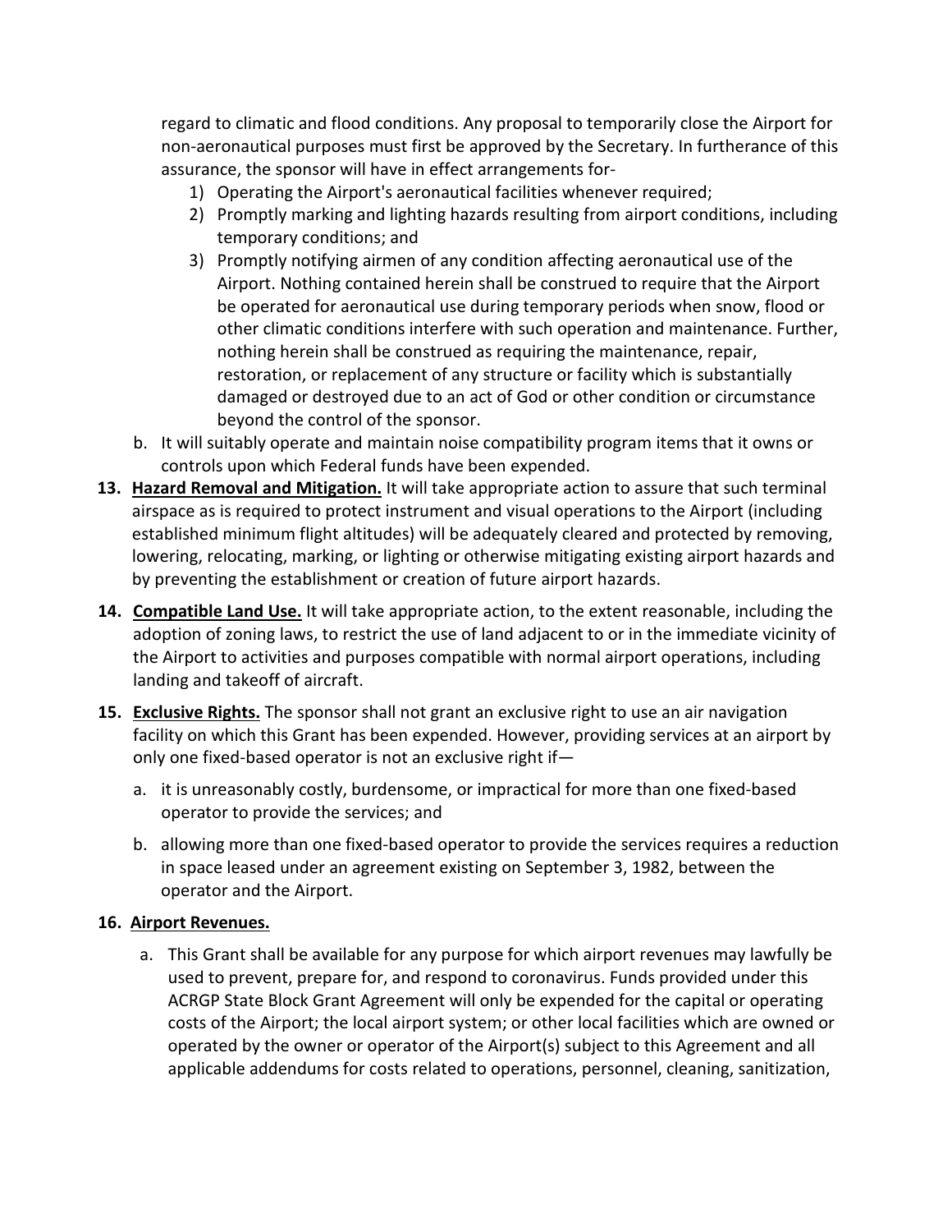regard to climatic and flood conditions. Any proposal to temporarily close the Airport for non-aeronautical purposes must first be approved by the Secretary. In furtherance of this assurance, the sponsor will have in effect arrangements for-

   1) Operating the Airport's aeronautical facilities whenever required;
   2) Promptly marking and lighting hazards resulting from airport conditions, including temporary conditions; and
   3) Promptly notifying airmen of any condition affecting aeronautical use of the Airport. Nothing contained herein shall be construed to require that the Airport be operated for aeronautical use during temporary periods when snow, flood or other climatic conditions interfere with such operation and maintenance. Further, nothing herein shall be construed as requiring the maintenance, repair, restoration, or replacement of any structure or facility which is substantially damaged or destroyed due to an act of God or other condition or circumstance beyond the control of the sponsor.

b. It will suitably operate and maintain noise compatibility program items that it owns or controls upon which Federal funds have been expended.

**13. Hazard Removal and Mitigation.** It will take appropriate action to assure that such terminal airspace as is required to protect instrument and visual operations to the Airport (including established minimum flight altitudes) will be adequately cleared and protected by removing, lowering, relocating, marking, or lighting or otherwise mitigating existing airport hazards and by preventing the establishment or creation of future airport hazards.

**14. Compatible Land Use.** It will take appropriate action, to the extent reasonable, including the adoption of zoning laws, to restrict the use of land adjacent to or in the immediate vicinity of the Airport to activities and purposes compatible with normal airport operations, including landing and takeoff of aircraft.

**15. Exclusive Rights.** The sponsor shall not grant an exclusive right to use an air navigation facility on which this Grant has been expended. However, providing services at an airport by only one fixed-based operator is not an exclusive right if—

a. it is unreasonably costly, burdensome, or impractical for more than one fixed-based operator to provide the services; and

b. allowing more than one fixed-based operator to provide the services requires a reduction in space leased under an agreement existing on September 3, 1982, between the operator and the Airport.

**16. Airport Revenues.**

a. This Grant shall be available for any purpose for which airport revenues may lawfully be used to prevent, prepare for, and respond to coronavirus. Funds provided under this ACRGP State Block Grant Agreement will only be expended for the capital or operating costs of the Airport; the local airport system; or other local facilities which are owned or operated by the owner or operator of the Airport(s) subject to this Agreement and all applicable addendums for costs related to operations, personnel, cleaning, sanitization,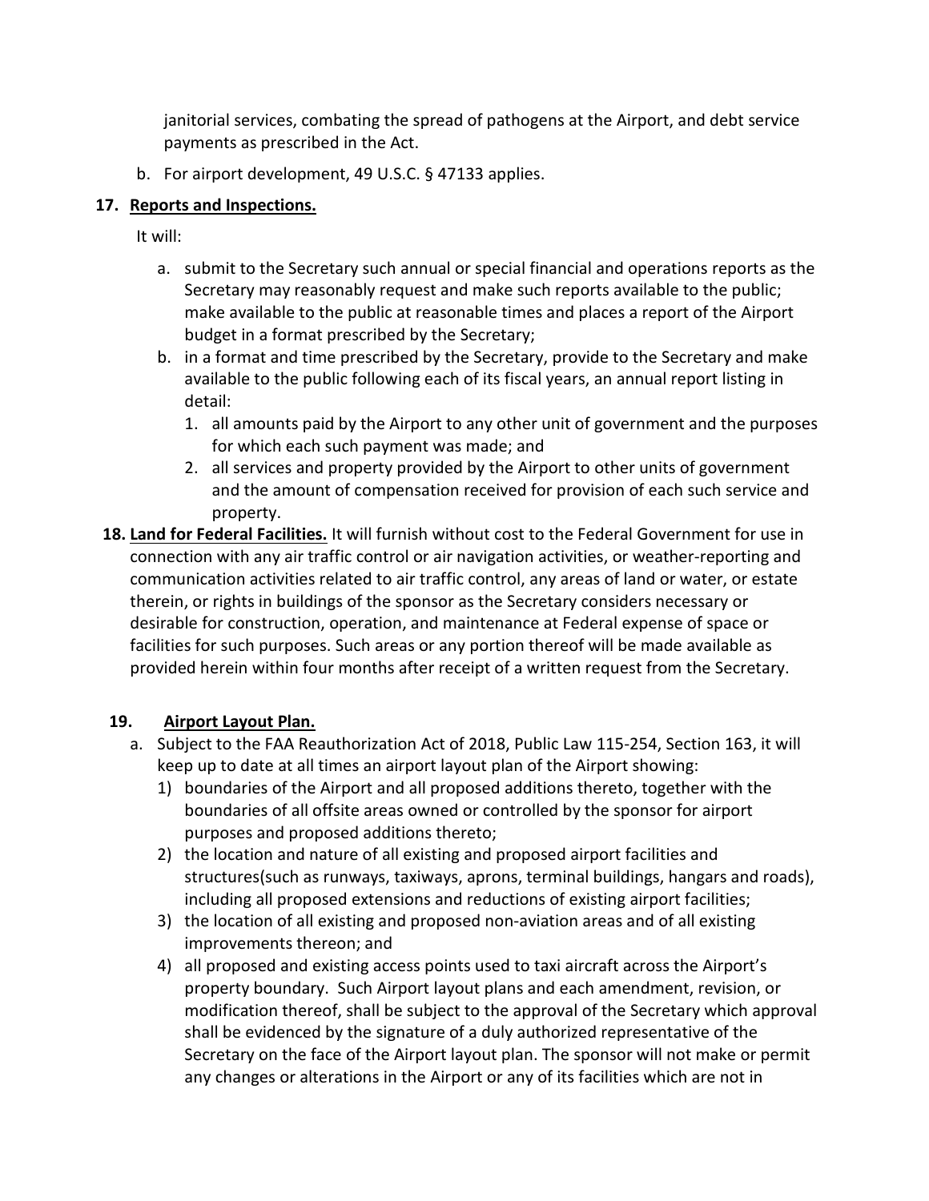janitorial services, combating the spread of pathogens at the Airport, and debt service payments as prescribed in the Act.

b. For airport development, 49 U.S.C. § 47133 applies.

**17. <u>Reports and Inspections.</u>**

It will:

a. submit to the Secretary such annual or special financial and operations reports as the Secretary may reasonably request and make such reports available to the public; make available to the public at reasonable times and places a report of the Airport budget in a format prescribed by the Secretary;

b. in a format and time prescribed by the Secretary, provide to the Secretary and make available to the public following each of its fiscal years, an annual report listing in detail:
   1. all amounts paid by the Airport to any other unit of government and the purposes for which each such payment was made; and
   2. all services and property provided by the Airport to other units of government and the amount of compensation received for provision of each such service and property.

**18. <u>Land for Federal Facilities.</u>** It will furnish without cost to the Federal Government for use in connection with any air traffic control or air navigation activities, or weather-reporting and communication activities related to air traffic control, any areas of land or water, or estate therein, or rights in buildings of the sponsor as the Secretary considers necessary or desirable for construction, operation, and maintenance at Federal expense of space or facilities for such purposes. Such areas or any portion thereof will be made available as provided herein within four months after receipt of a written request from the Secretary.

**19. <u>Airport Layout Plan.</u>**

a. Subject to the FAA Reauthorization Act of 2018, Public Law 115-254, Section 163, it will keep up to date at all times an airport layout plan of the Airport showing:
   1) boundaries of the Airport and all proposed additions thereto, together with the boundaries of all offsite areas owned or controlled by the sponsor for airport purposes and proposed additions thereto;
   2) the location and nature of all existing and proposed airport facilities and structures(such as runways, taxiways, aprons, terminal buildings, hangars and roads), including all proposed extensions and reductions of existing airport facilities;
   3) the location of all existing and proposed non-aviation areas and of all existing improvements thereon; and
   4) all proposed and existing access points used to taxi aircraft across the Airport's property boundary. Such Airport layout plans and each amendment, revision, or modification thereof, shall be subject to the approval of the Secretary which approval shall be evidenced by the signature of a duly authorized representative of the Secretary on the face of the Airport layout plan. The sponsor will not make or permit any changes or alterations in the Airport or any of its facilities which are not in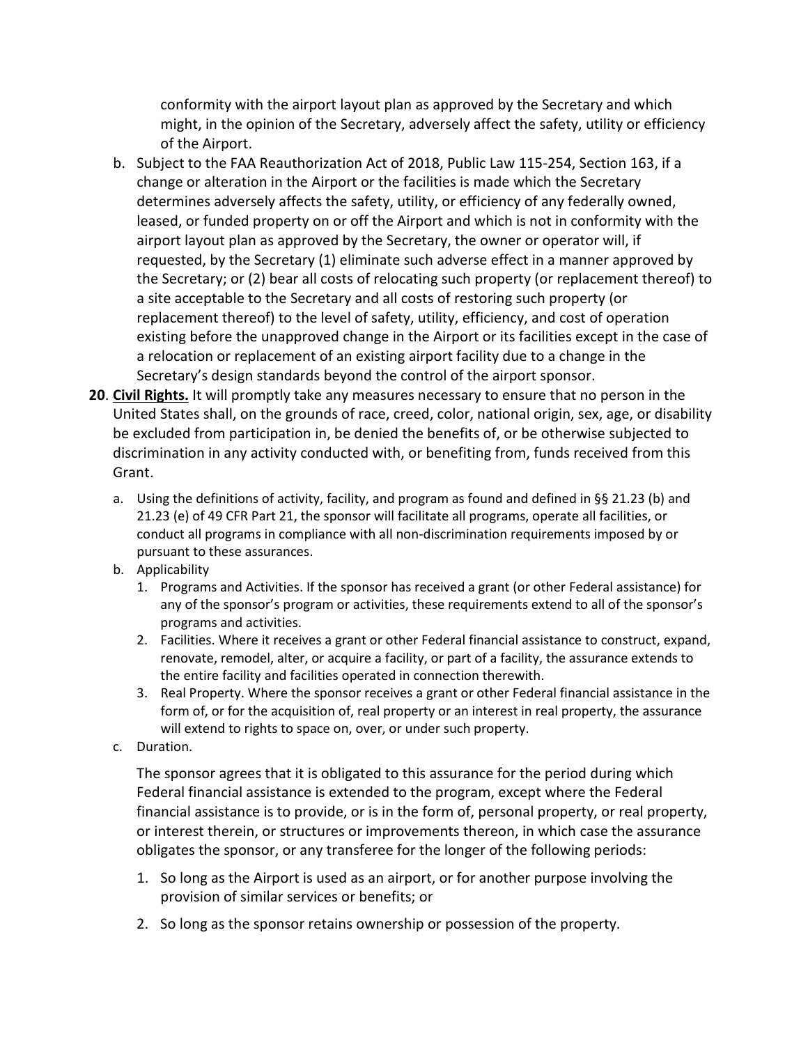conformity with the airport layout plan as approved by the Secretary and which might, in the opinion of the Secretary, adversely affect the safety, utility or efficiency of the Airport.

b. Subject to the FAA Reauthorization Act of 2018, Public Law 115-254, Section 163, if a change or alteration in the Airport or the facilities is made which the Secretary determines adversely affects the safety, utility, or efficiency of any federally owned, leased, or funded property on or off the Airport and which is not in conformity with the airport layout plan as approved by the Secretary, the owner or operator will, if requested, by the Secretary (1) eliminate such adverse effect in a manner approved by the Secretary; or (2) bear all costs of relocating such property (or replacement thereof) to a site acceptable to the Secretary and all costs of restoring such property (or replacement thereof) to the level of safety, utility, efficiency, and cost of operation existing before the unapproved change in the Airport or its facilities except in the case of a relocation or replacement of an existing airport facility due to a change in the Secretary's design standards beyond the control of the airport sponsor.

**20**. **Civil Rights.** It will promptly take any measures necessary to ensure that no person in the United States shall, on the grounds of race, creed, color, national origin, sex, age, or disability be excluded from participation in, be denied the benefits of, or be otherwise subjected to discrimination in any activity conducted with, or benefiting from, funds received from this Grant.

a. Using the definitions of activity, facility, and program as found and defined in §§ 21.23 (b) and 21.23 (e) of 49 CFR Part 21, the sponsor will facilitate all programs, operate all facilities, or conduct all programs in compliance with all non-discrimination requirements imposed by or pursuant to these assurances.

b. Applicability

   1. Programs and Activities. If the sponsor has received a grant (or other Federal assistance) for any of the sponsor's program or activities, these requirements extend to all of the sponsor's programs and activities.
   2. Facilities. Where it receives a grant or other Federal financial assistance to construct, expand, renovate, remodel, alter, or acquire a facility, or part of a facility, the assurance extends to the entire facility and facilities operated in connection therewith.
   3. Real Property. Where the sponsor receives a grant or other Federal financial assistance in the form of, or for the acquisition of, real property or an interest in real property, the assurance will extend to rights to space on, over, or under such property.

c. Duration.

   The sponsor agrees that it is obligated to this assurance for the period during which Federal financial assistance is extended to the program, except where the Federal financial assistance is to provide, or is in the form of, personal property, or real property, or interest therein, or structures or improvements thereon, in which case the assurance obligates the sponsor, or any transferee for the longer of the following periods:

   1. So long as the Airport is used as an airport, or for another purpose involving the provision of similar services or benefits; or
   2. So long as the sponsor retains ownership or possession of the property.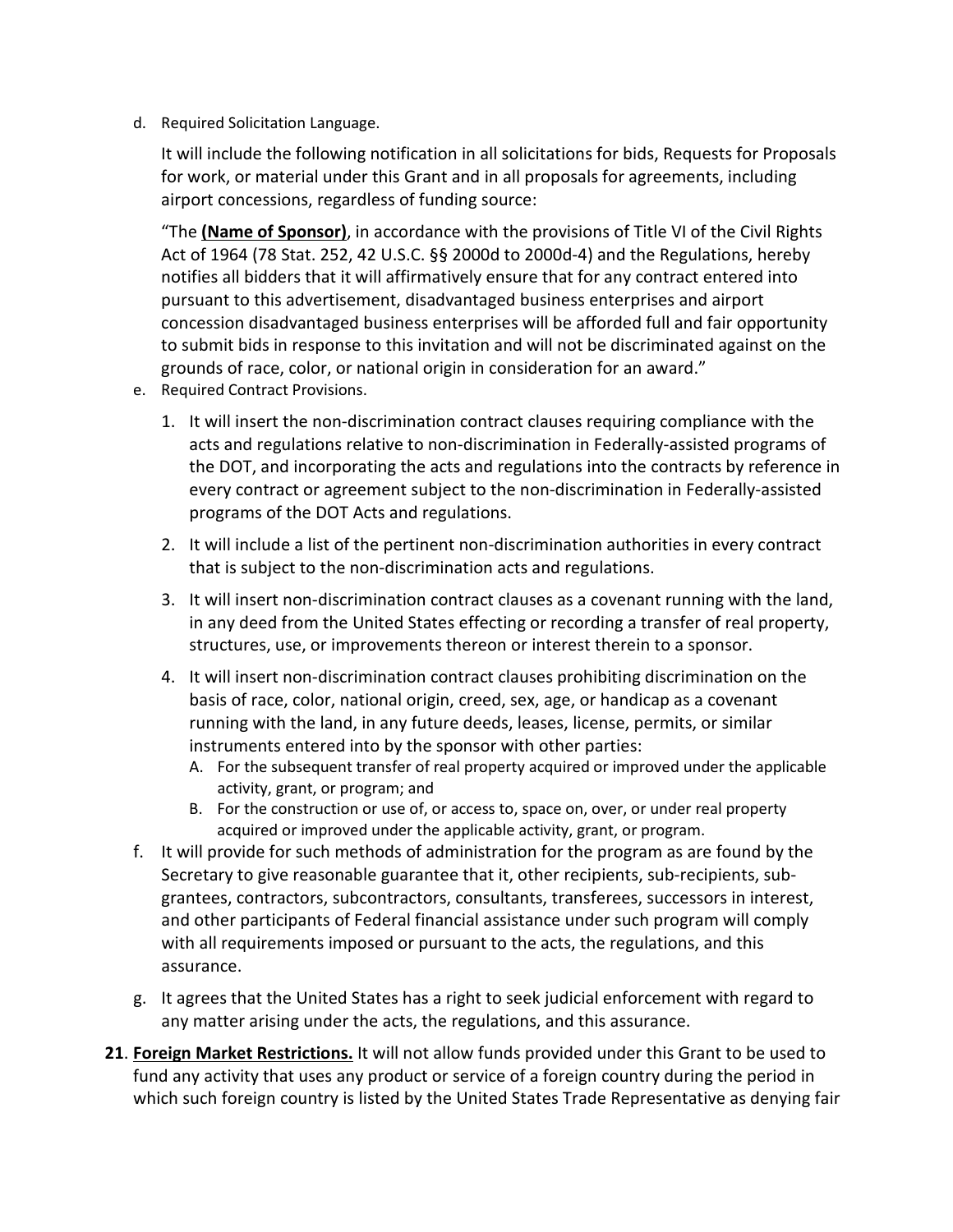d. Required Solicitation Language.

   It will include the following notification in all solicitations for bids, Requests for Proposals for work, or material under this Grant and in all proposals for agreements, including airport concessions, regardless of funding source:

   "The **(Name of Sponsor)**, in accordance with the provisions of Title VI of the Civil Rights Act of 1964 (78 Stat. 252, 42 U.S.C. §§ 2000d to 2000d-4) and the Regulations, hereby notifies all bidders that it will affirmatively ensure that for any contract entered into pursuant to this advertisement, disadvantaged business enterprises and airport concession disadvantaged business enterprises will be afforded full and fair opportunity to submit bids in response to this invitation and will not be discriminated against on the grounds of race, color, or national origin in consideration for an award."

e. Required Contract Provisions.

   1. It will insert the non-discrimination contract clauses requiring compliance with the acts and regulations relative to non-discrimination in Federally-assisted programs of the DOT, and incorporating the acts and regulations into the contracts by reference in every contract or agreement subject to the non-discrimination in Federally-assisted programs of the DOT Acts and regulations.
   2. It will include a list of the pertinent non-discrimination authorities in every contract that is subject to the non-discrimination acts and regulations.
   3. It will insert non-discrimination contract clauses as a covenant running with the land, in any deed from the United States effecting or recording a transfer of real property, structures, use, or improvements thereon or interest therein to a sponsor.
   4. It will insert non-discrimination contract clauses prohibiting discrimination on the basis of race, color, national origin, creed, sex, age, or handicap as a covenant running with the land, in any future deeds, leases, license, permits, or similar instruments entered into by the sponsor with other parties:
      A. For the subsequent transfer of real property acquired or improved under the applicable activity, grant, or program; and
      B. For the construction or use of, or access to, space on, over, or under real property acquired or improved under the applicable activity, grant, or program.

f. It will provide for such methods of administration for the program as are found by the Secretary to give reasonable guarantee that it, other recipients, sub-recipients, sub-grantees, contractors, subcontractors, consultants, transferees, successors in interest, and other participants of Federal financial assistance under such program will comply with all requirements imposed or pursuant to the acts, the regulations, and this assurance.

g. It agrees that the United States has a right to seek judicial enforcement with regard to any matter arising under the acts, the regulations, and this assurance.

**21**. **Foreign Market Restrictions.** It will not allow funds provided under this Grant to be used to fund any activity that uses any product or service of a foreign country during the period in which such foreign country is listed by the United States Trade Representative as denying fair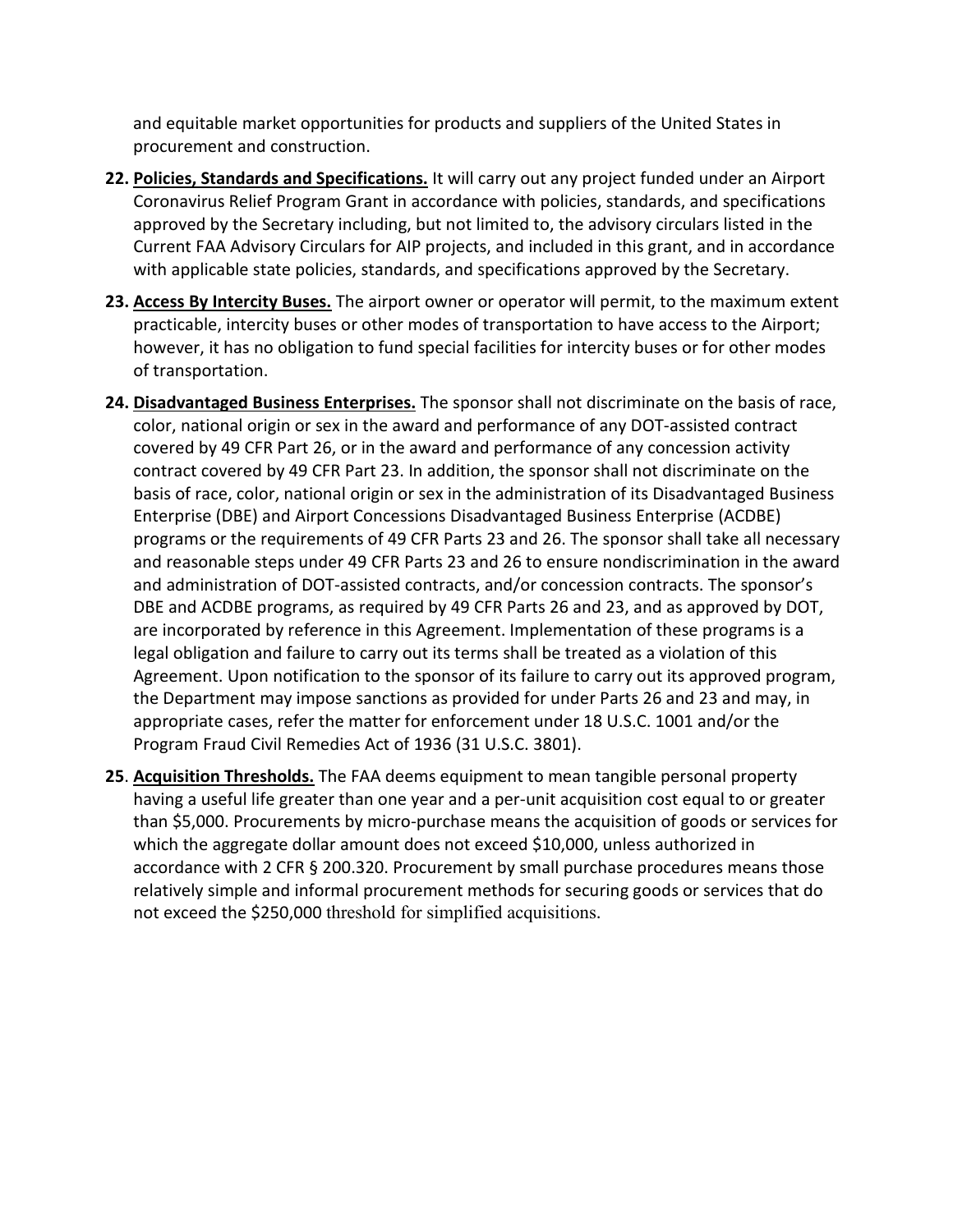and equitable market opportunities for products and suppliers of the United States in procurement and construction.

22. **Policies, Standards and Specifications.** It will carry out any project funded under an Airport Coronavirus Relief Program Grant in accordance with policies, standards, and specifications approved by the Secretary including, but not limited to, the advisory circulars listed in the Current FAA Advisory Circulars for AIP projects, and included in this grant, and in accordance with applicable state policies, standards, and specifications approved by the Secretary.

23. **Access By Intercity Buses.** The airport owner or operator will permit, to the maximum extent practicable, intercity buses or other modes of transportation to have access to the Airport; however, it has no obligation to fund special facilities for intercity buses or for other modes of transportation.

24. **Disadvantaged Business Enterprises.** The sponsor shall not discriminate on the basis of race, color, national origin or sex in the award and performance of any DOT-assisted contract covered by 49 CFR Part 26, or in the award and performance of any concession activity contract covered by 49 CFR Part 23. In addition, the sponsor shall not discriminate on the basis of race, color, national origin or sex in the administration of its Disadvantaged Business Enterprise (DBE) and Airport Concessions Disadvantaged Business Enterprise (ACDBE) programs or the requirements of 49 CFR Parts 23 and 26. The sponsor shall take all necessary and reasonable steps under 49 CFR Parts 23 and 26 to ensure nondiscrimination in the award and administration of DOT-assisted contracts, and/or concession contracts. The sponsor's DBE and ACDBE programs, as required by 49 CFR Parts 26 and 23, and as approved by DOT, are incorporated by reference in this Agreement. Implementation of these programs is a legal obligation and failure to carry out its terms shall be treated as a violation of this Agreement. Upon notification to the sponsor of its failure to carry out its approved program, the Department may impose sanctions as provided for under Parts 26 and 23 and may, in appropriate cases, refer the matter for enforcement under 18 U.S.C. 1001 and/or the Program Fraud Civil Remedies Act of 1936 (31 U.S.C. 3801).

25. **Acquisition Thresholds.** The FAA deems equipment to mean tangible personal property having a useful life greater than one year and a per-unit acquisition cost equal to or greater than $5,000. Procurements by micro-purchase means the acquisition of goods or services for which the aggregate dollar amount does not exceed $10,000, unless authorized in accordance with 2 CFR § 200.320. Procurement by small purchase procedures means those relatively simple and informal procurement methods for securing goods or services that do not exceed the $250,000 threshold for simplified acquisitions.